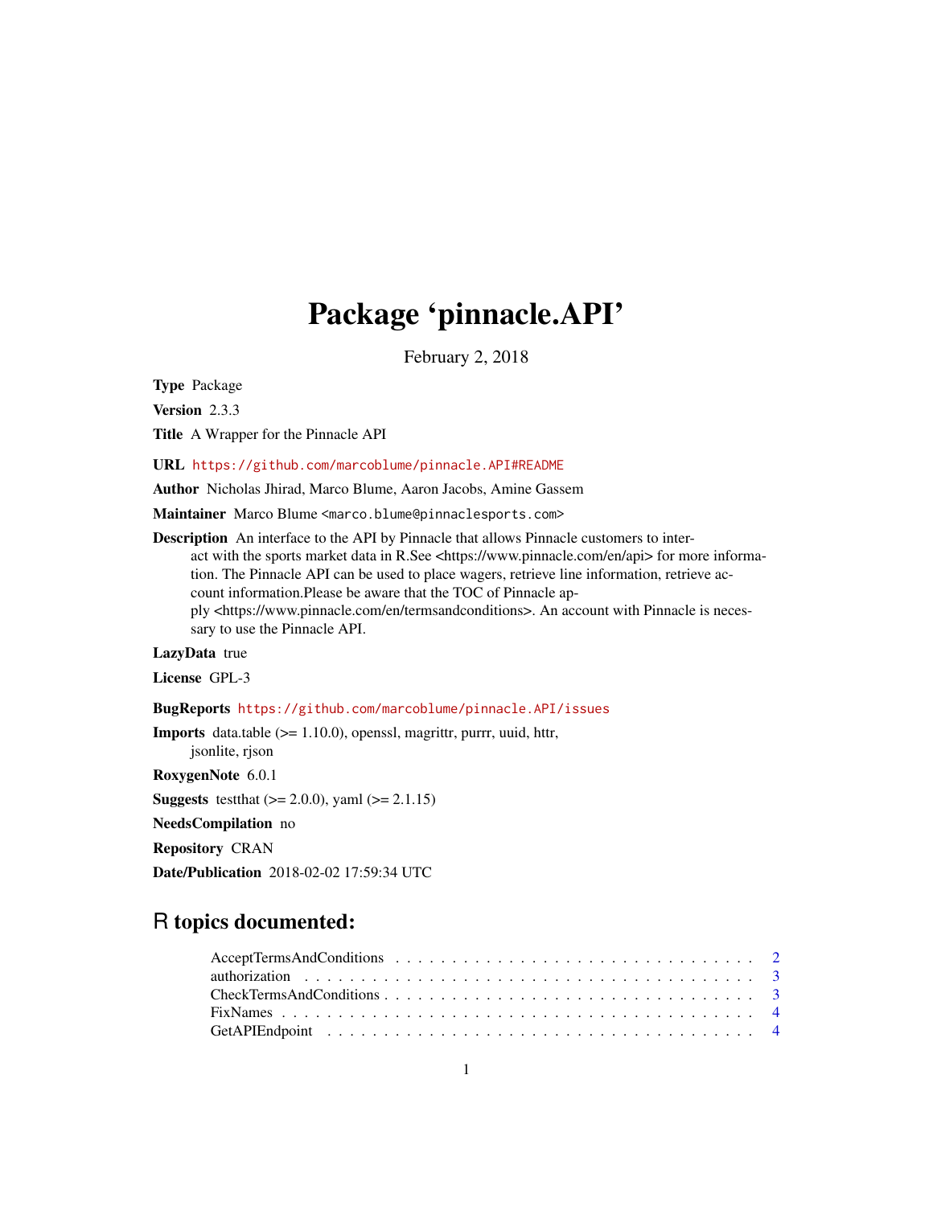# Package 'pinnacle.API'

February 2, 2018

**Type** Package

**Version** 2.3.3

**Title** A Wrapper for the Pinnacle API

**URL** https://github.com/marcoblume/pinnacle.API#README

**Author** Nicholas Jhirad, Marco Blume, Aaron Jacobs, Amine Gassem

**Maintainer** Marco Blume <marco.blume@pinnaclesports.com>

**Description** An interface to the API by Pinnacle that allows Pinnacle customers to interact with the sports market data in R.See <https://www.pinnacle.com/en/api> for more information. The Pinnacle API can be used to place wagers, retrieve line information, retrieve account information.Please be aware that the TOC of Pinnacle apply <https://www.pinnacle.com/en/termsandconditions>. An account with Pinnacle is necessary to use the Pinnacle API.

**LazyData** true

**License** GPL-3

**BugReports** https://github.com/marcoblume/pinnacle.API/issues

**Imports** data.table (>= 1.10.0), openssl, magrittr, purrr, uuid, httr, jsonlite, rjson

**RoxygenNote** 6.0.1

**Suggests** testthat (>= 2.0.0), yaml (>= 2.1.15)

**NeedsCompilation** no

**Repository** CRAN

**Date/Publication** 2018-02-02 17:59:34 UTC

## R topics documented:

AcceptTermsAndConditions . . . . . . . . . . . . . . . . . . . . . . . . . . . . . . . . 2
authorization . . . . . . . . . . . . . . . . . . . . . . . . . . . . . . . . . . . . . . . 3
CheckTermsAndConditions . . . . . . . . . . . . . . . . . . . . . . . . . . . . . . . . 3
FixNames . . . . . . . . . . . . . . . . . . . . . . . . . . . . . . . . . . . . . . . . . 4
GetAPIEndpoint . . . . . . . . . . . . . . . . . . . . . . . . . . . . . . . . . . . . . . 4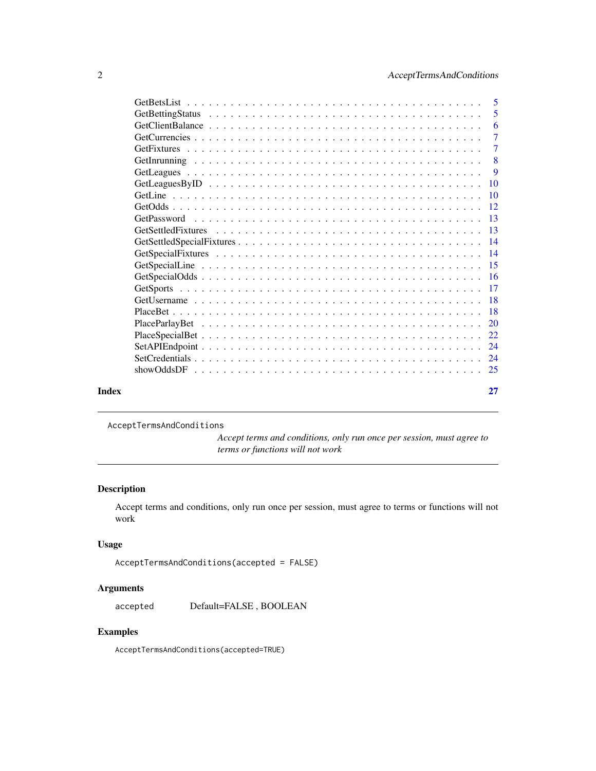| | |
|---|---|
| GetBetsList | 5 |
| GetBettingStatus | 5 |
| GetClientBalance | 6 |
| GetCurrencies | 7 |
| GetFixtures | 7 |
| GetInrunning | 8 |
| GetLeagues | 9 |
| GetLeaguesByID | 10 |
| GetLine | 10 |
| GetOdds | 12 |
| GetPassword | 13 |
| GetSettledFixtures | 13 |
| GetSettledSpecialFixtures | 14 |
| GetSpecialFixtures | 14 |
| GetSpecialLine | 15 |
| GetSpecialOdds | 16 |
| GetSports | 17 |
| GetUsername | 18 |
| PlaceBet | 18 |
| PlaceParlayBet | 20 |
| PlaceSpecialBet | 22 |
| SetAPIEndpoint | 24 |
| SetCredentials | 24 |
| showOddsDF | 25 |

**Index** **27**

---

`AcceptTermsAndConditions` *Accept terms and conditions, only run once per session, must agree to terms or functions will not work*

---

## Description

Accept terms and conditions, only run once per session, must agree to terms or functions will not work

## Usage

```
AcceptTermsAndConditions(accepted = FALSE)
```

## Arguments

| | |
|---|---|
| `accepted` | Default=FALSE , BOOLEAN |

## Examples

```
AcceptTermsAndConditions(accepted=TRUE)
```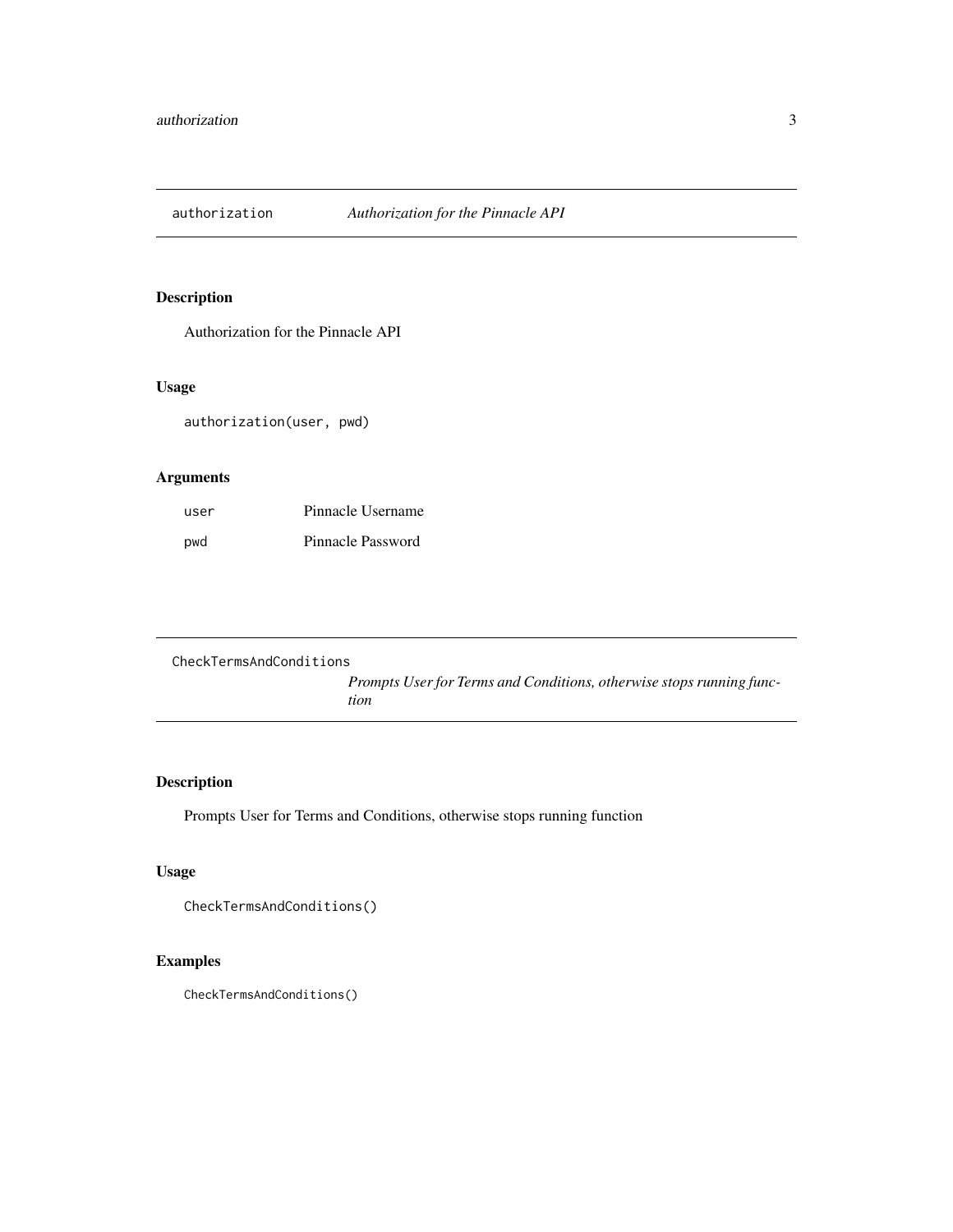## `authorization` *Authorization for the Pinnacle API*

### Description

Authorization for the Pinnacle API

### Usage

```
authorization(user, pwd)
```

### Arguments

| | |
|---|---|
| `user` | Pinnacle Username |
| `pwd` | Pinnacle Password |

## `CheckTermsAndConditions` *Prompts User for Terms and Conditions, otherwise stops running function*

### Description

Prompts User for Terms and Conditions, otherwise stops running function

### Usage

```
CheckTermsAndConditions()
```

### Examples

```
CheckTermsAndConditions()
```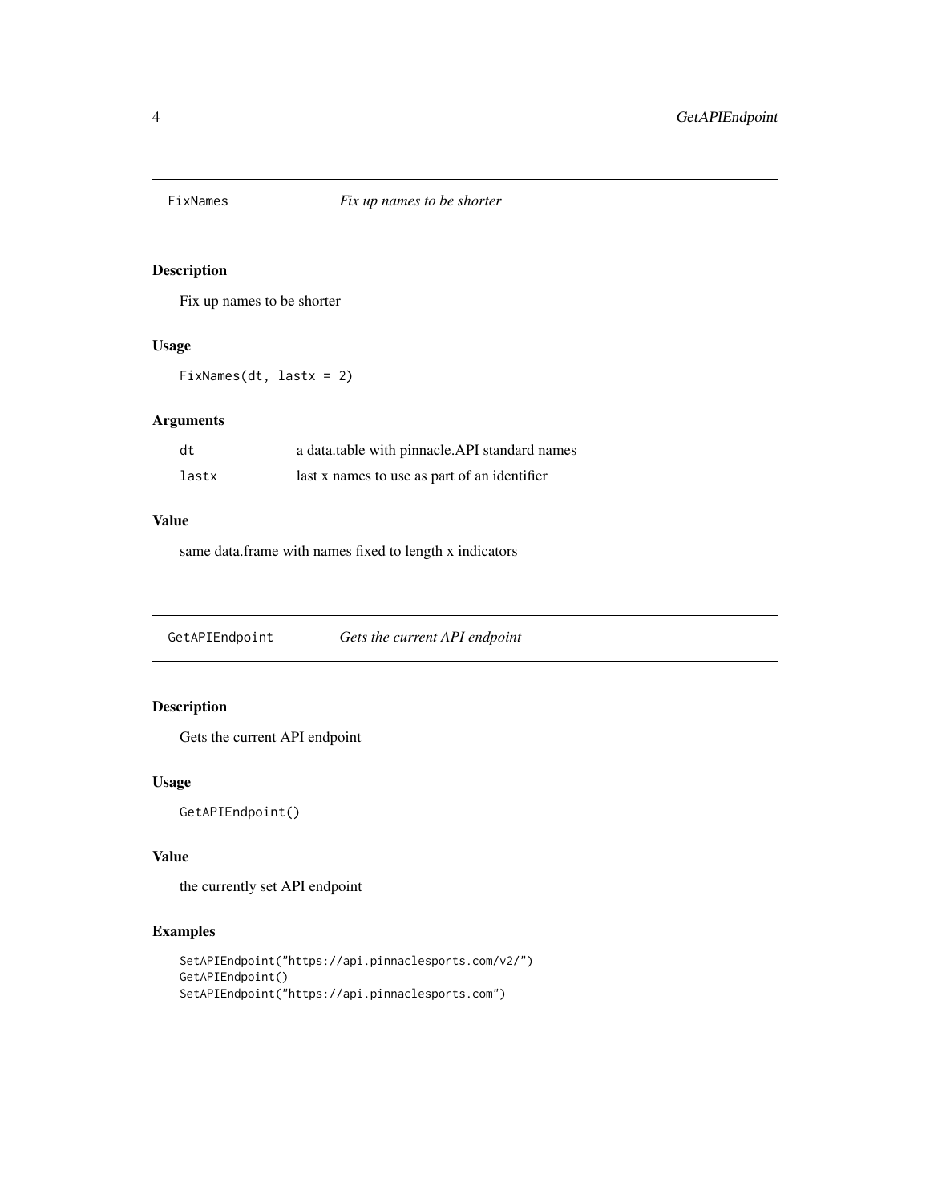## FixNames — *Fix up names to be shorter*

### Description

Fix up names to be shorter

### Usage

```
FixNames(dt, lastx = 2)
```

### Arguments

| | |
|---|---|
| dt | a data.table with pinnacle.API standard names |
| lastx | last x names to use as part of an identifier |

### Value

same data.frame with names fixed to length x indicators

## GetAPIEndpoint — *Gets the current API endpoint*

### Description

Gets the current API endpoint

### Usage

```
GetAPIEndpoint()
```

### Value

the currently set API endpoint

### Examples

```
SetAPIEndpoint("https://api.pinnaclesports.com/v2/")
GetAPIEndpoint()
SetAPIEndpoint("https://api.pinnaclesports.com")
```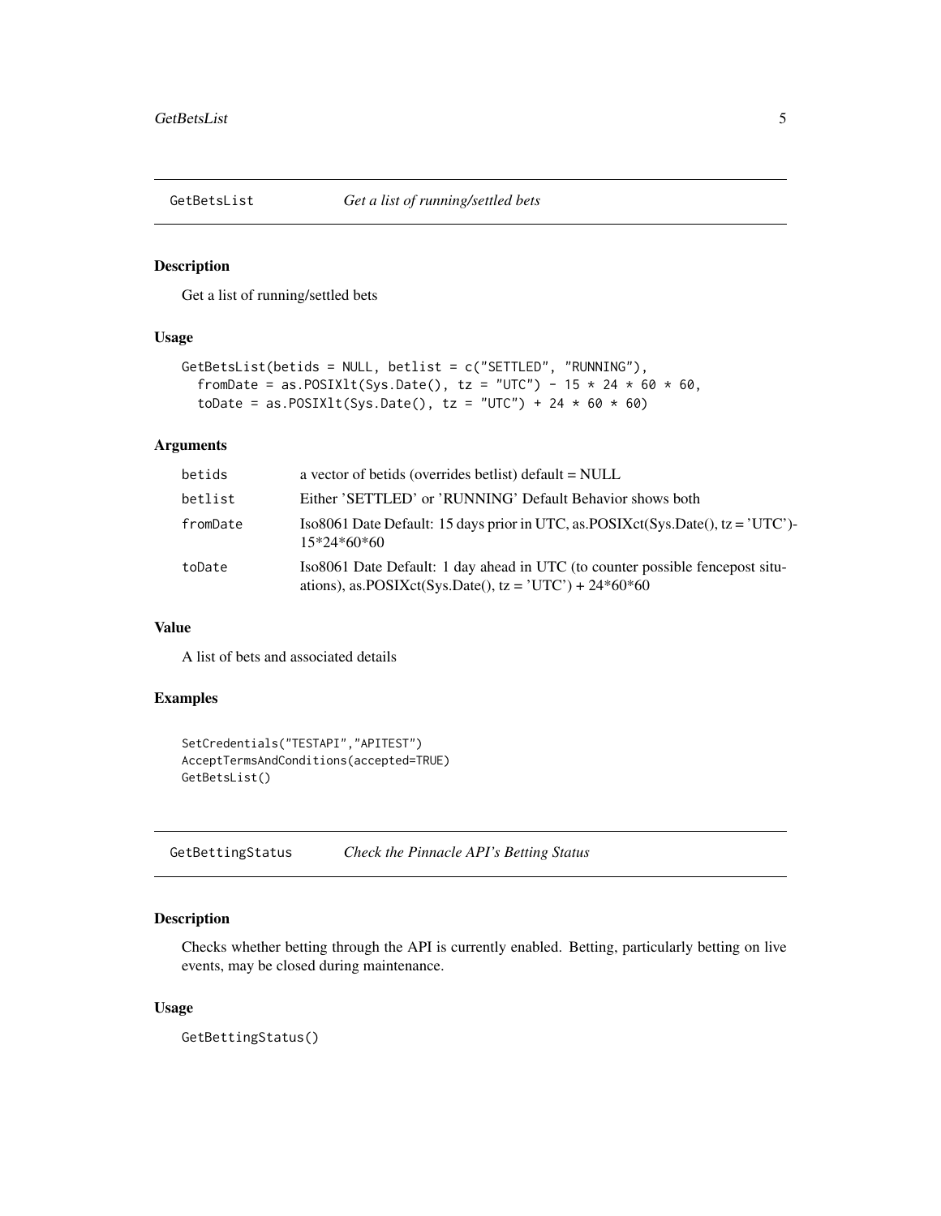## GetBetsList — *Get a list of running/settled bets*

### Description

Get a list of running/settled bets

### Usage

```
GetBetsList(betids = NULL, betlist = c("SETTLED", "RUNNING"),
  fromDate = as.POSIXlt(Sys.Date(), tz = "UTC") - 15 * 24 * 60 * 60,
  toDate = as.POSIXlt(Sys.Date(), tz = "UTC") + 24 * 60 * 60)
```

### Arguments

| | |
|---|---|
| betids | a vector of betids (overrides betlist) default = NULL |
| betlist | Either 'SETTLED' or 'RUNNING' Default Behavior shows both |
| fromDate | Iso8061 Date Default: 15 days prior in UTC, as.POSIXct(Sys.Date(), tz = 'UTC')-15*24*60*60 |
| toDate | Iso8061 Date Default: 1 day ahead in UTC (to counter possible fencepost situations), as.POSIXct(Sys.Date(), tz = 'UTC') + 24*60*60 |

### Value

A list of bets and associated details

### Examples

```
SetCredentials("TESTAPI","APITEST")
AcceptTermsAndConditions(accepted=TRUE)
GetBetsList()
```

## GetBettingStatus — *Check the Pinnacle API's Betting Status*

### Description

Checks whether betting through the API is currently enabled. Betting, particularly betting on live events, may be closed during maintenance.

### Usage

```
GetBettingStatus()
```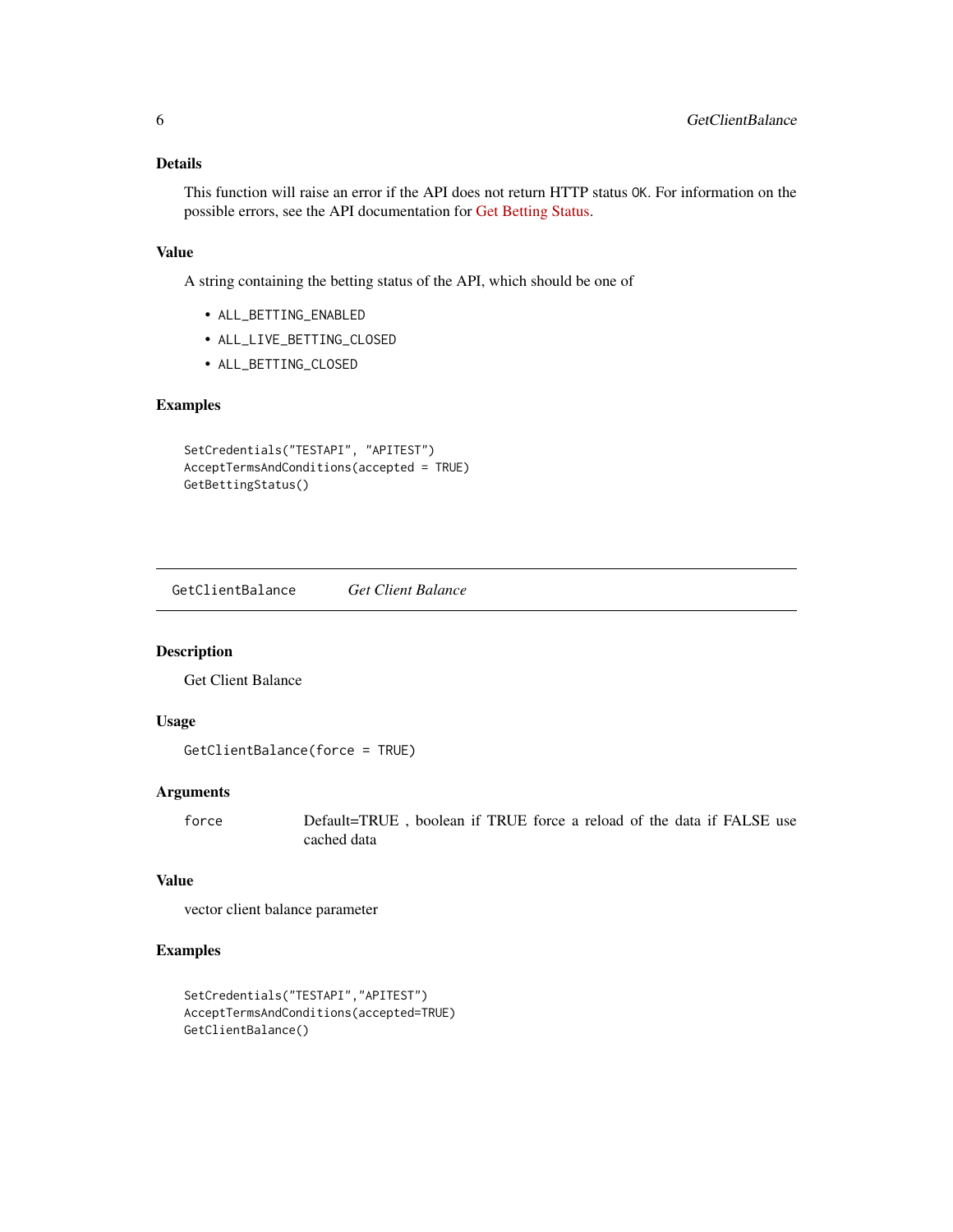## Details

This function will raise an error if the API does not return HTTP status `OK`. For information on the possible errors, see the API documentation for Get Betting Status.

## Value

A string containing the betting status of the API, which should be one of

- `ALL_BETTING_ENABLED`
- `ALL_LIVE_BETTING_CLOSED`
- `ALL_BETTING_CLOSED`

## Examples

```
SetCredentials("TESTAPI", "APITEST")
AcceptTermsAndConditions(accepted = TRUE)
GetBettingStatus()
```

---

# GetClientBalance *Get Client Balance*

---

## Description

Get Client Balance

## Usage

```
GetClientBalance(force = TRUE)
```

## Arguments

| | |
|---|---|
| `force` | Default=TRUE , boolean if TRUE force a reload of the data if FALSE use cached data |

## Value

vector client balance parameter

## Examples

```
SetCredentials("TESTAPI","APITEST")
AcceptTermsAndConditions(accepted=TRUE)
GetClientBalance()
```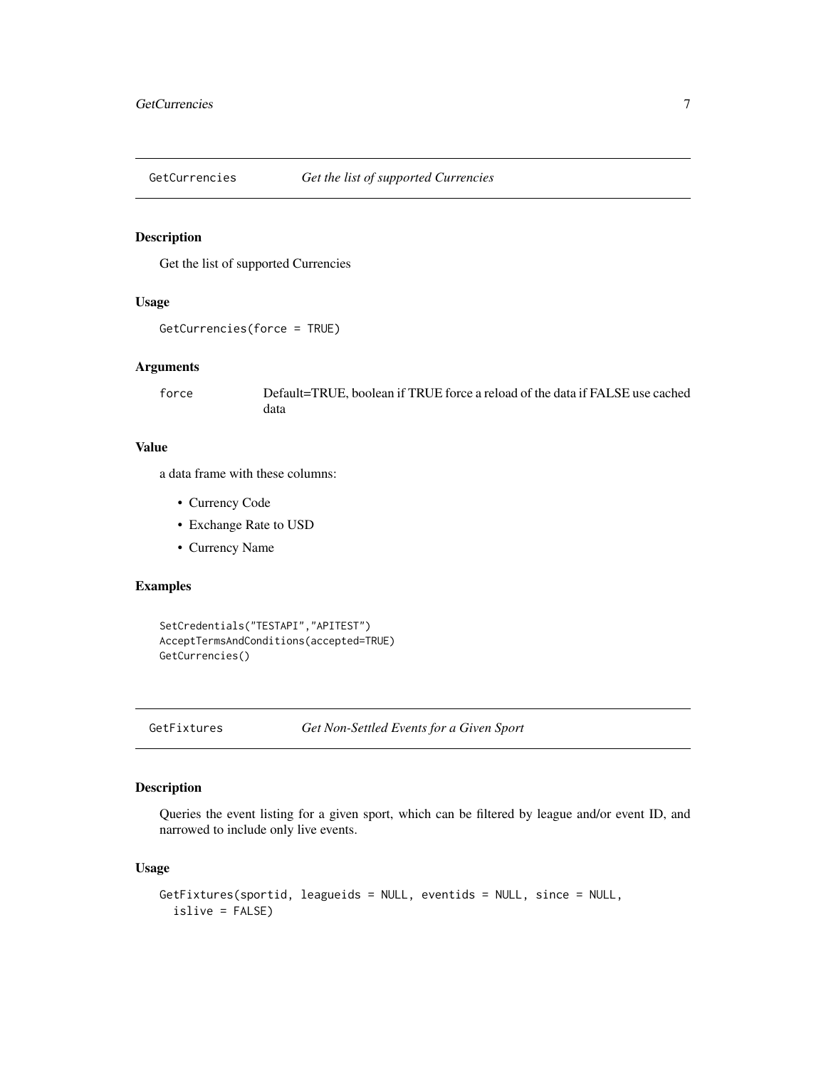## GetCurrencies — *Get the list of supported Currencies*

### Description

Get the list of supported Currencies

### Usage

```
GetCurrencies(force = TRUE)
```

### Arguments

| | |
|---|---|
| force | Default=TRUE, boolean if TRUE force a reload of the data if FALSE use cached data |

### Value

a data frame with these columns:

- Currency Code
- Exchange Rate to USD
- Currency Name

### Examples

```
SetCredentials("TESTAPI","APITEST")
AcceptTermsAndConditions(accepted=TRUE)
GetCurrencies()
```

## GetFixtures — *Get Non-Settled Events for a Given Sport*

### Description

Queries the event listing for a given sport, which can be filtered by league and/or event ID, and narrowed to include only live events.

### Usage

```
GetFixtures(sportid, leagueids = NULL, eventids = NULL, since = NULL,
  islive = FALSE)
```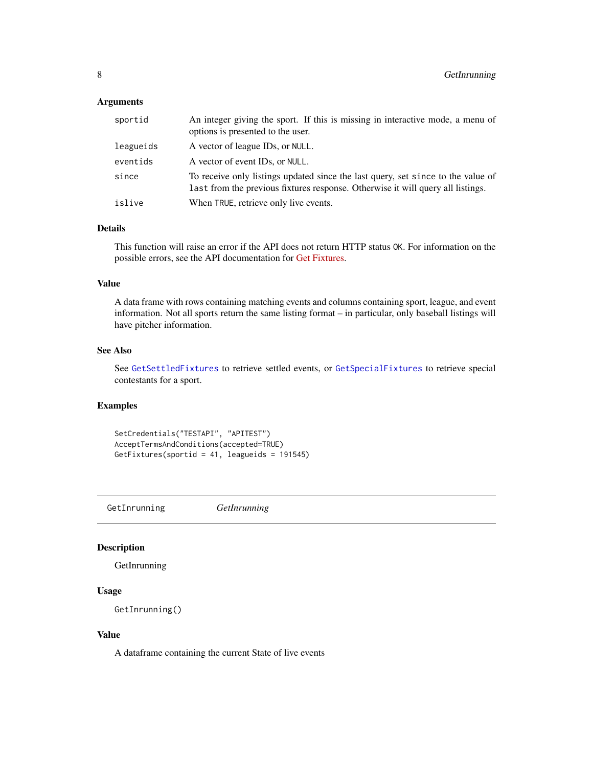### Arguments

| | |
|---|---|
| `sportid` | An integer giving the sport. If this is missing in interactive mode, a menu of options is presented to the user. |
| `leagueids` | A vector of league IDs, or `NULL`. |
| `eventids` | A vector of event IDs, or `NULL`. |
| `since` | To receive only listings updated since the last query, set `since` to the value of `last` from the previous fixtures response. Otherwise it will query all listings. |
| `islive` | When `TRUE`, retrieve only live events. |

### Details

This function will raise an error if the API does not return HTTP status `OK`. For information on the possible errors, see the API documentation for Get Fixtures.

### Value

A data frame with rows containing matching events and columns containing sport, league, and event information. Not all sports return the same listing format – in particular, only baseball listings will have pitcher information.

### See Also

See `GetSettledFixtures` to retrieve settled events, or `GetSpecialFixtures` to retrieve special contestants for a sport.

### Examples

```
SetCredentials("TESTAPI", "APITEST")
AcceptTermsAndConditions(accepted=TRUE)
GetFixtures(sportid = 41, leagueids = 191545)
```

---

## GetInrunning    *GetInrunning*

### Description

GetInrunning

### Usage

```
GetInrunning()
```

### Value

A dataframe containing the current State of live events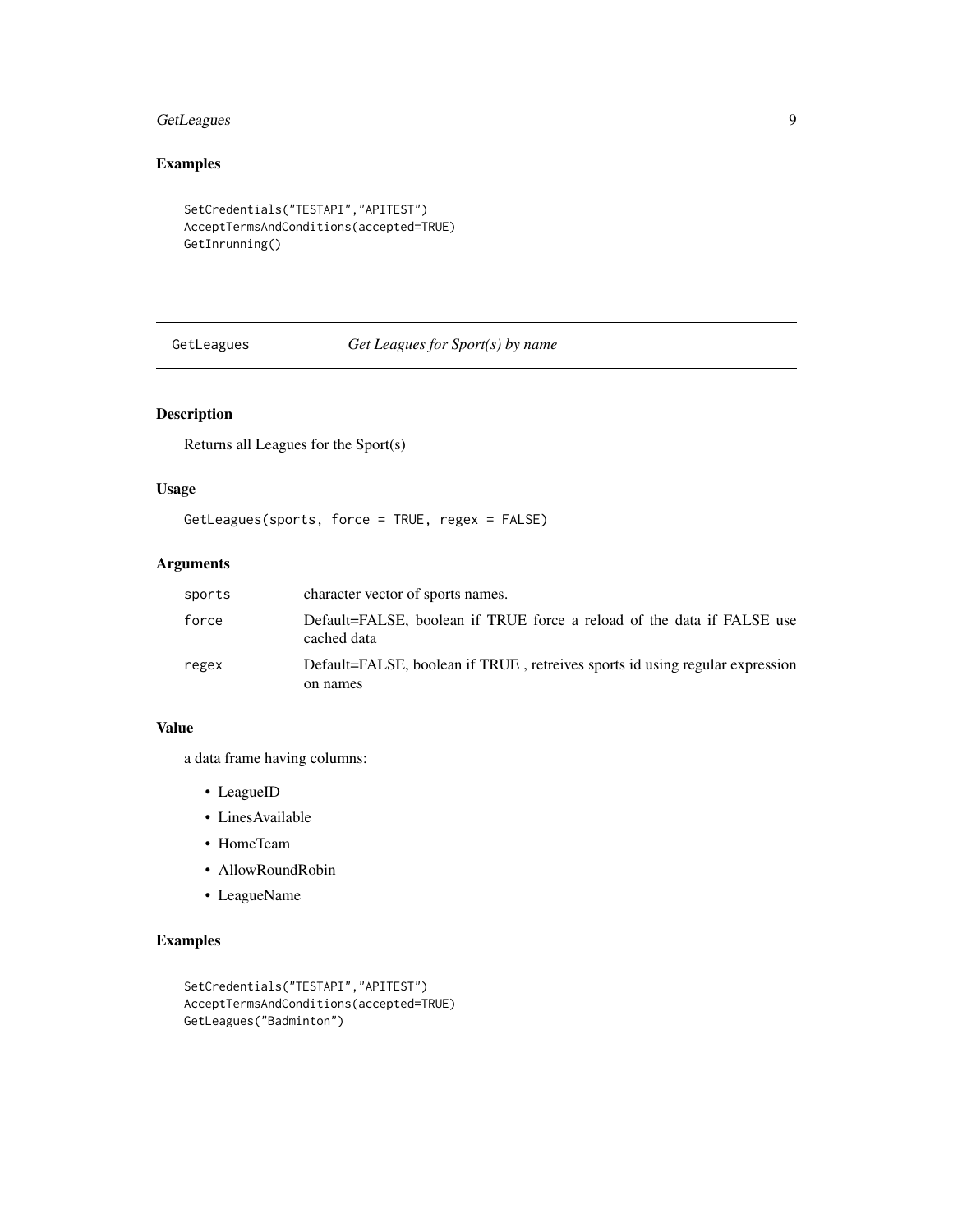## Examples

```
SetCredentials("TESTAPI","APITEST")
AcceptTermsAndConditions(accepted=TRUE)
GetInrunning()
```

---

## GetLeagues — *Get Leagues for Sport(s) by name*

---

### Description

Returns all Leagues for the Sport(s)

### Usage

```
GetLeagues(sports, force = TRUE, regex = FALSE)
```

### Arguments

| | |
|---|---|
| `sports` | character vector of sports names. |
| `force` | Default=FALSE, boolean if TRUE force a reload of the data if FALSE use cached data |
| `regex` | Default=FALSE, boolean if TRUE , retreives sports id using regular expression on names |

### Value

a data frame having columns:

- LeagueID
- LinesAvailable
- HomeTeam
- AllowRoundRobin
- LeagueName

### Examples

```
SetCredentials("TESTAPI","APITEST")
AcceptTermsAndConditions(accepted=TRUE)
GetLeagues("Badminton")
```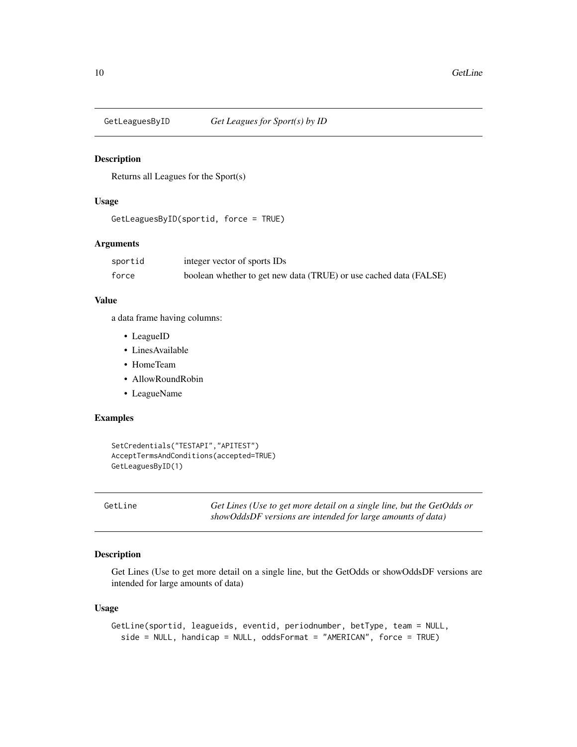## GetLeaguesByID *Get Leagues for Sport(s) by ID*

### Description

Returns all Leagues for the Sport(s)

### Usage

```
GetLeaguesByID(sportid, force = TRUE)
```

### Arguments

| | |
|---|---|
| sportid | integer vector of sports IDs |
| force | boolean whether to get new data (TRUE) or use cached data (FALSE) |

### Value

a data frame having columns:

- LeagueID
- LinesAvailable
- HomeTeam
- AllowRoundRobin
- LeagueName

### Examples

```
SetCredentials("TESTAPI","APITEST")
AcceptTermsAndConditions(accepted=TRUE)
GetLeaguesByID(1)
```

## GetLine *Get Lines (Use to get more detail on a single line, but the GetOdds or showOddsDF versions are intended for large amounts of data)*

### Description

Get Lines (Use to get more detail on a single line, but the GetOdds or showOddsDF versions are intended for large amounts of data)

### Usage

```
GetLine(sportid, leagueids, eventid, periodnumber, betType, team = NULL,
  side = NULL, handicap = NULL, oddsFormat = "AMERICAN", force = TRUE)
```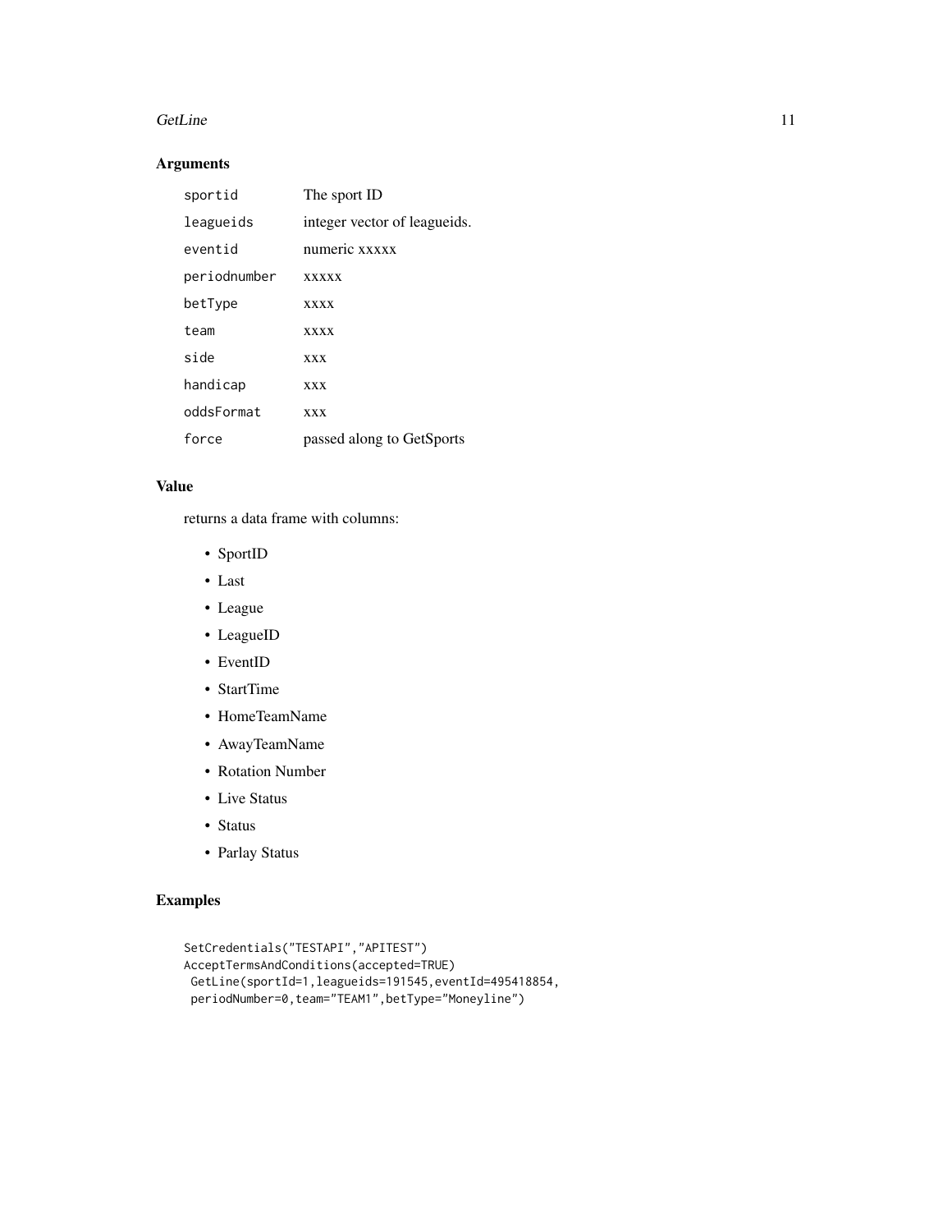## Arguments

| | |
|---|---|
| sportid | The sport ID |
| leagueids | integer vector of leagueids. |
| eventid | numeric xxxxx |
| periodnumber | xxxxx |
| betType | xxxx |
| team | xxxx |
| side | xxx |
| handicap | xxx |
| oddsFormat | xxx |
| force | passed along to GetSports |

## Value

returns a data frame with columns:

- SportID
- Last
- League
- LeagueID
- EventID
- StartTime
- HomeTeamName
- AwayTeamName
- Rotation Number
- Live Status
- Status
- Parlay Status

## Examples

```
SetCredentials("TESTAPI","APITEST")
AcceptTermsAndConditions(accepted=TRUE)
 GetLine(sportId=1,leagueids=191545,eventId=495418854,
 periodNumber=0,team="TEAM1",betType="Moneyline")
```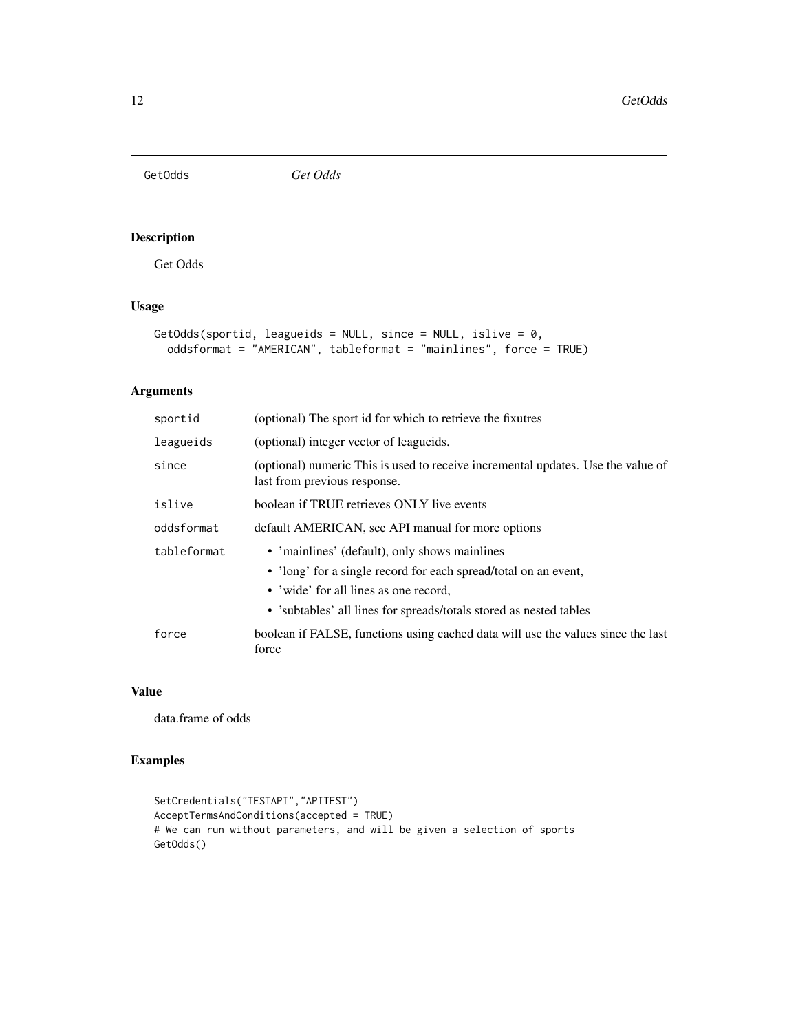# GetOdds *Get Odds*

## Description

Get Odds

## Usage

```
GetOdds(sportid, leagueids = NULL, since = NULL, islive = 0,
  oddsformat = "AMERICAN", tableformat = "mainlines", force = TRUE)
```

## Arguments

| Argument | Description |
| --- | --- |
| sportid | (optional) The sport id for which to retrieve the fixutres |
| leagueids | (optional) integer vector of leagueids. |
| since | (optional) numeric This is used to receive incremental updates. Use the value of last from previous response. |
| islive | boolean if TRUE retrieves ONLY live events |
| oddsformat | default AMERICAN, see API manual for more options |
| tableformat | • 'mainlines' (default), only shows mainlines<br>• 'long' for a single record for each spread/total on an event,<br>• 'wide' for all lines as one record,<br>• 'subtables' all lines for spreads/totals stored as nested tables |
| force | boolean if FALSE, functions using cached data will use the values since the last force |

## Value

data.frame of odds

## Examples

```
SetCredentials("TESTAPI","APITEST")
AcceptTermsAndConditions(accepted = TRUE)
# We can run without parameters, and will be given a selection of sports
GetOdds()
```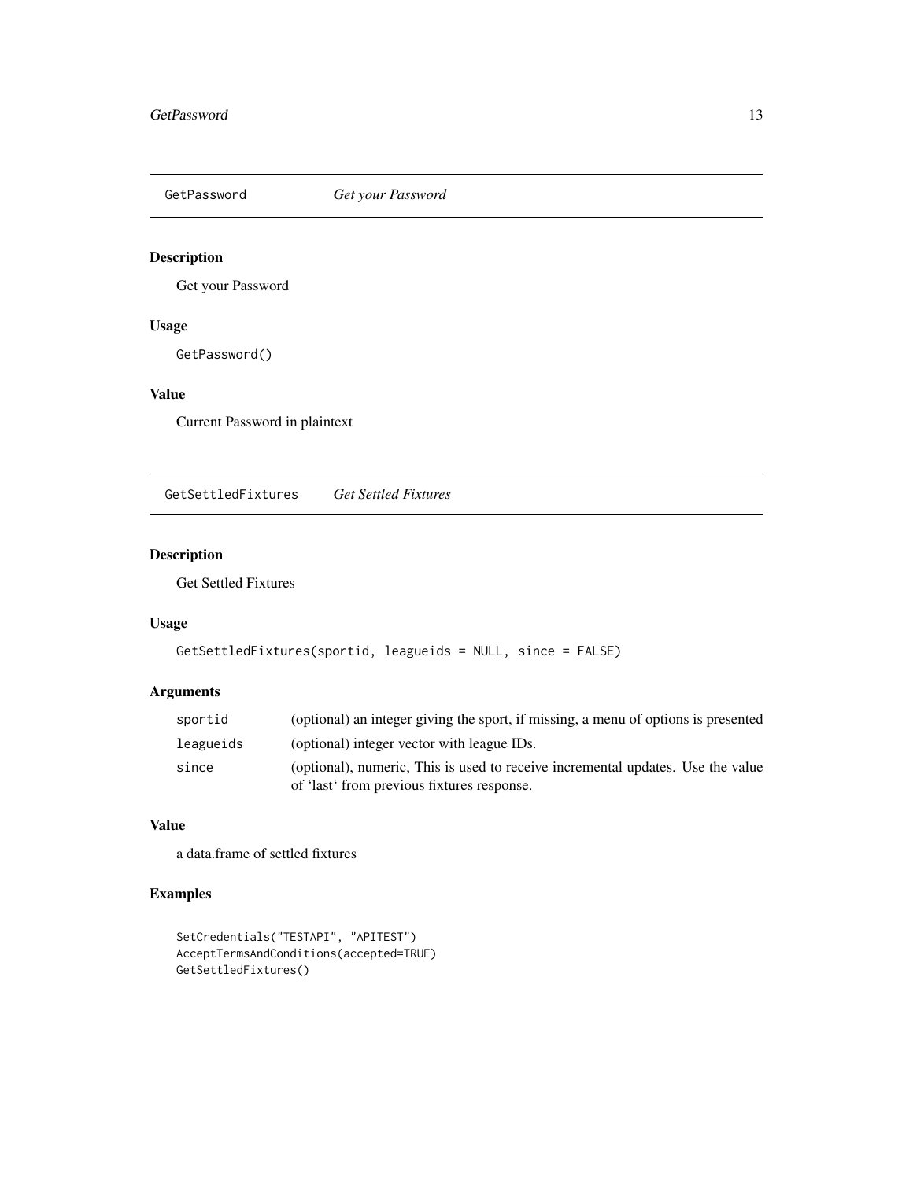## GetPassword *Get your Password*

### Description

Get your Password

### Usage

```
GetPassword()
```

### Value

Current Password in plaintext

## GetSettledFixtures *Get Settled Fixtures*

### Description

Get Settled Fixtures

### Usage

```
GetSettledFixtures(sportid, leagueids = NULL, since = FALSE)
```

### Arguments

| | |
|---|---|
| `sportid` | (optional) an integer giving the sport, if missing, a menu of options is presented |
| `leagueids` | (optional) integer vector with league IDs. |
| `since` | (optional), numeric, This is used to receive incremental updates. Use the value of 'last' from previous fixtures response. |

### Value

a data.frame of settled fixtures

### Examples

```
SetCredentials("TESTAPI", "APITEST")
AcceptTermsAndConditions(accepted=TRUE)
GetSettledFixtures()
```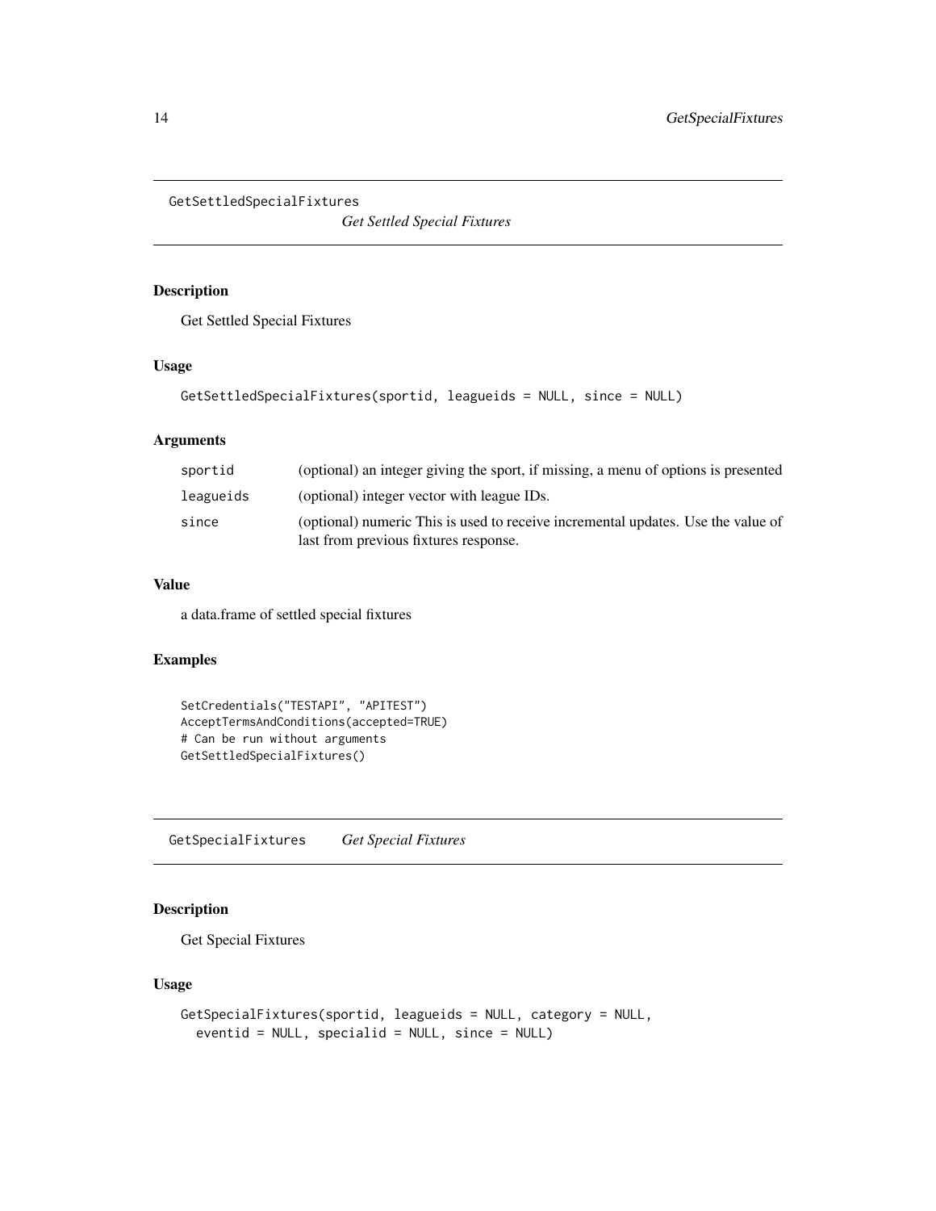## GetSettledSpecialFixtures

*Get Settled Special Fixtures*

### Description

Get Settled Special Fixtures

### Usage

```
GetSettledSpecialFixtures(sportid, leagueids = NULL, since = NULL)
```

### Arguments

| | |
|---|---|
| `sportid` | (optional) an integer giving the sport, if missing, a menu of options is presented |
| `leagueids` | (optional) integer vector with league IDs. |
| `since` | (optional) numeric This is used to receive incremental updates. Use the value of last from previous fixtures response. |

### Value

a data.frame of settled special fixtures

### Examples

```
SetCredentials("TESTAPI", "APITEST")
AcceptTermsAndConditions(accepted=TRUE)
# Can be run without arguments
GetSettledSpecialFixtures()
```

## GetSpecialFixtures

*Get Special Fixtures*

### Description

Get Special Fixtures

### Usage

```
GetSpecialFixtures(sportid, leagueids = NULL, category = NULL,
  eventid = NULL, specialid = NULL, since = NULL)
```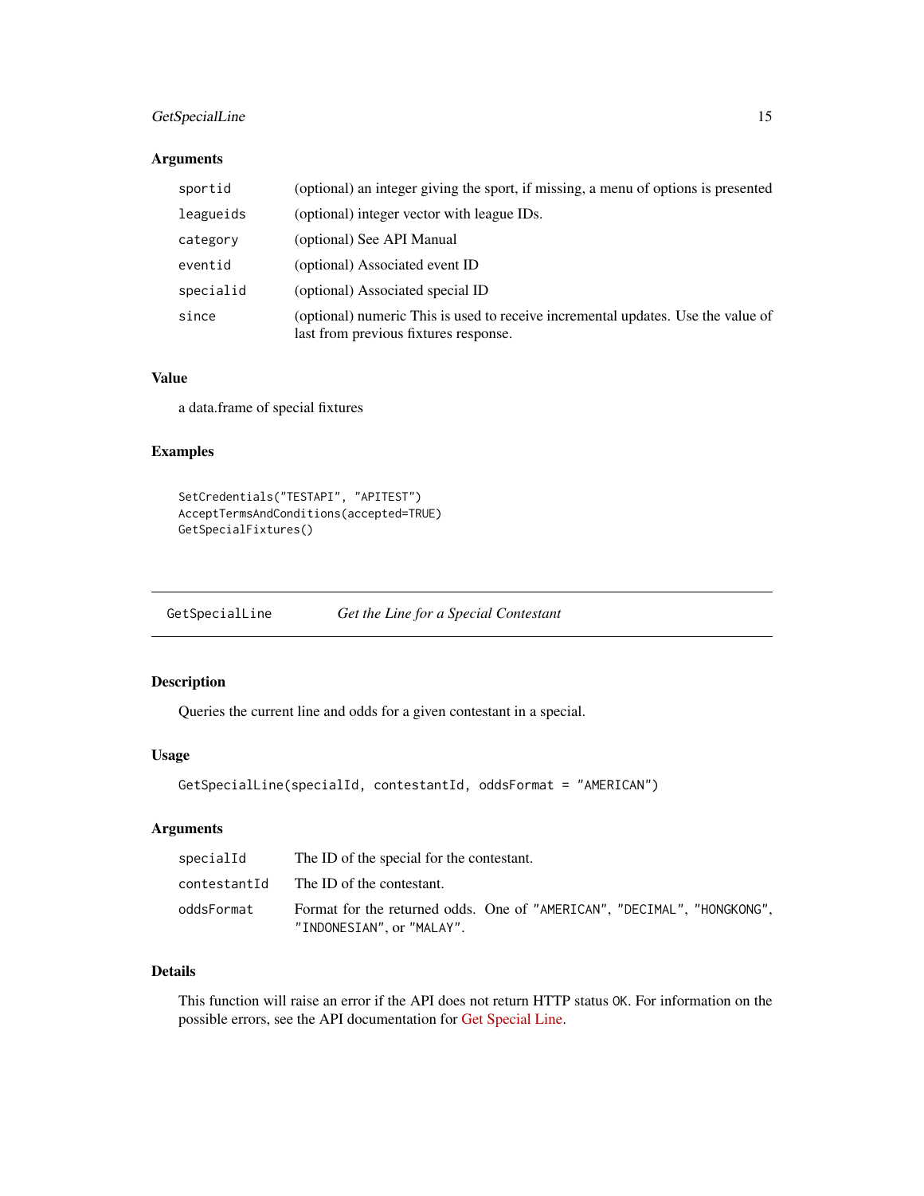### Arguments

| | |
|---|---|
| `sportid` | (optional) an integer giving the sport, if missing, a menu of options is presented |
| `leagueids` | (optional) integer vector with league IDs. |
| `category` | (optional) See API Manual |
| `eventid` | (optional) Associated event ID |
| `specialid` | (optional) Associated special ID |
| `since` | (optional) numeric This is used to receive incremental updates. Use the value of last from previous fixtures response. |

### Value

a data.frame of special fixtures

### Examples

```
SetCredentials("TESTAPI", "APITEST")
AcceptTermsAndConditions(accepted=TRUE)
GetSpecialFixtures()
```

---

## GetSpecialLine — *Get the Line for a Special Contestant*

### Description

Queries the current line and odds for a given contestant in a special.

### Usage

```
GetSpecialLine(specialId, contestantId, oddsFormat = "AMERICAN")
```

### Arguments

| | |
|---|---|
| `specialId` | The ID of the special for the contestant. |
| `contestantId` | The ID of the contestant. |
| `oddsFormat` | Format for the returned odds. One of `"AMERICAN"`, `"DECIMAL"`, `"HONGKONG"`, `"INDONESIAN"`, or `"MALAY"`. |

### Details

This function will raise an error if the API does not return HTTP status `OK`. For information on the possible errors, see the API documentation for Get Special Line.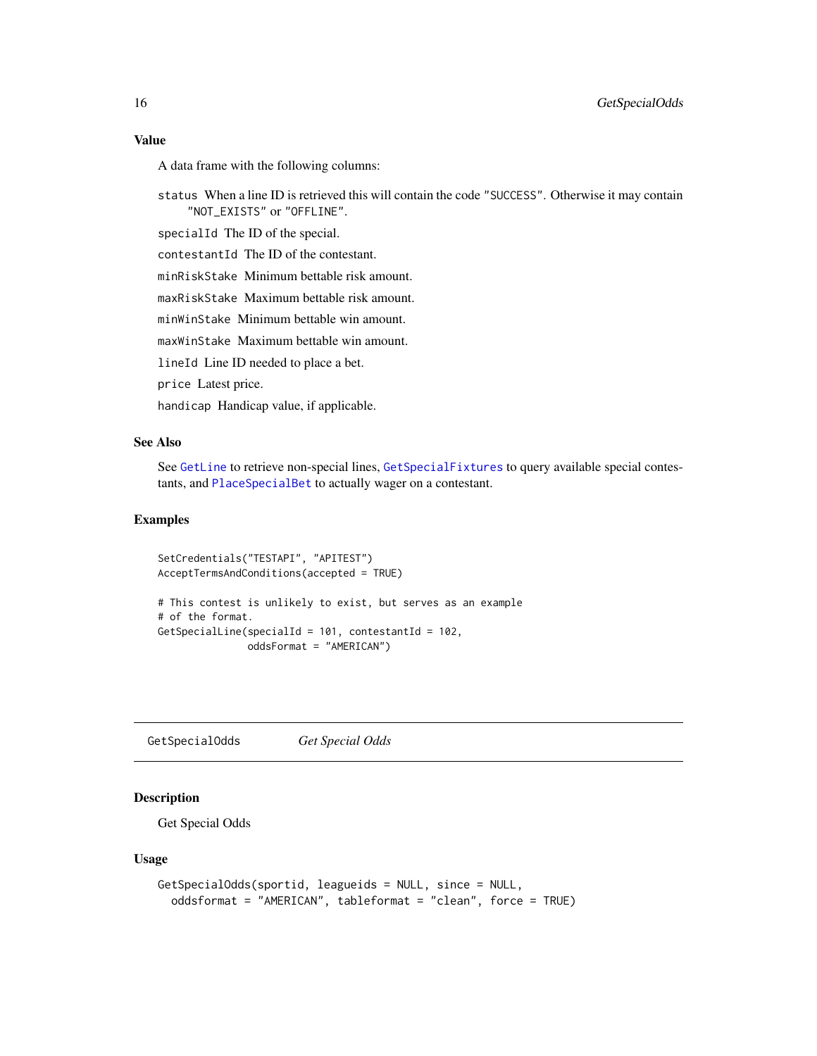## Value

A data frame with the following columns:

- `status` When a line ID is retrieved this will contain the code "SUCCESS". Otherwise it may contain "NOT_EXISTS" or "OFFLINE".
- `specialId` The ID of the special.
- `contestantId` The ID of the contestant.
- `minRiskStake` Minimum bettable risk amount.
- `maxRiskStake` Maximum bettable risk amount.
- `minWinStake` Minimum bettable win amount.
- `maxWinStake` Maximum bettable win amount.
- `lineId` Line ID needed to place a bet.
- `price` Latest price.
- `handicap` Handicap value, if applicable.

## See Also

See `GetLine` to retrieve non-special lines, `GetSpecialFixtures` to query available special contestants, and `PlaceSpecialBet` to actually wager on a contestant.

## Examples

```
SetCredentials("TESTAPI", "APITEST")
AcceptTermsAndConditions(accepted = TRUE)

# This contest is unlikely to exist, but serves as an example
# of the format.
GetSpecialLine(specialId = 101, contestantId = 102,
               oddsFormat = "AMERICAN")
```

---

# GetSpecialOdds *Get Special Odds*

## Description

Get Special Odds

## Usage

```
GetSpecialOdds(sportid, leagueids = NULL, since = NULL,
  oddsformat = "AMERICAN", tableformat = "clean", force = TRUE)
```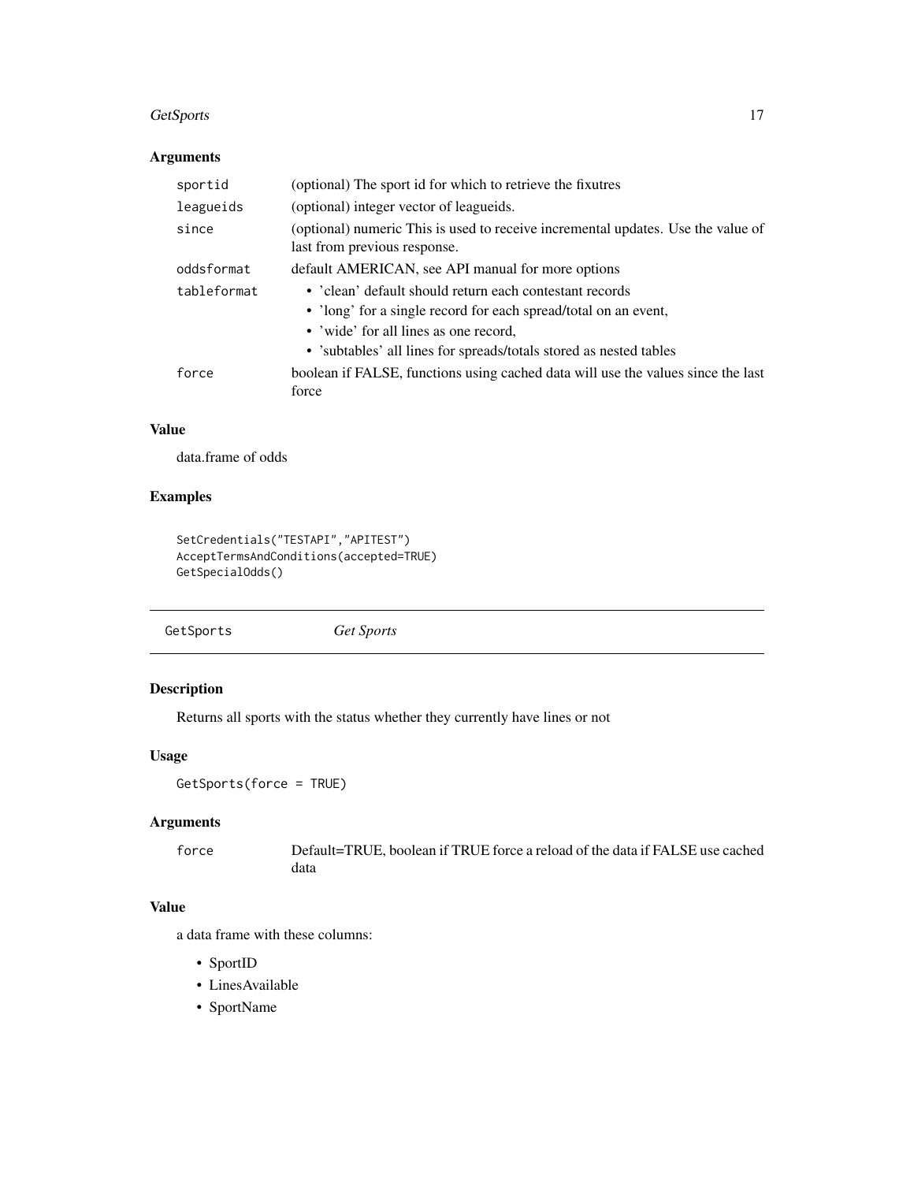### Arguments

| | |
|---|---|
| `sportid` | (optional) The sport id for which to retrieve the fixutres |
| `leagueids` | (optional) integer vector of leagueids. |
| `since` | (optional) numeric This is used to receive incremental updates. Use the value of last from previous response. |
| `oddsformat` | default AMERICAN, see API manual for more options |
| `tableformat` | • 'clean' default should return each contestant records<br>• 'long' for a single record for each spread/total on an event,<br>• 'wide' for all lines as one record,<br>• 'subtables' all lines for spreads/totals stored as nested tables |
| `force` | boolean if FALSE, functions using cached data will use the values since the last force |

### Value

data.frame of odds

### Examples

```
SetCredentials("TESTAPI","APITEST")
AcceptTermsAndConditions(accepted=TRUE)
GetSpecialOdds()
```

---

## GetSports *Get Sports*

---

### Description

Returns all sports with the status whether they currently have lines or not

### Usage

```
GetSports(force = TRUE)
```

### Arguments

| | |
|---|---|
| `force` | Default=TRUE, boolean if TRUE force a reload of the data if FALSE use cached data |

### Value

a data frame with these columns:

- SportID
- LinesAvailable
- SportName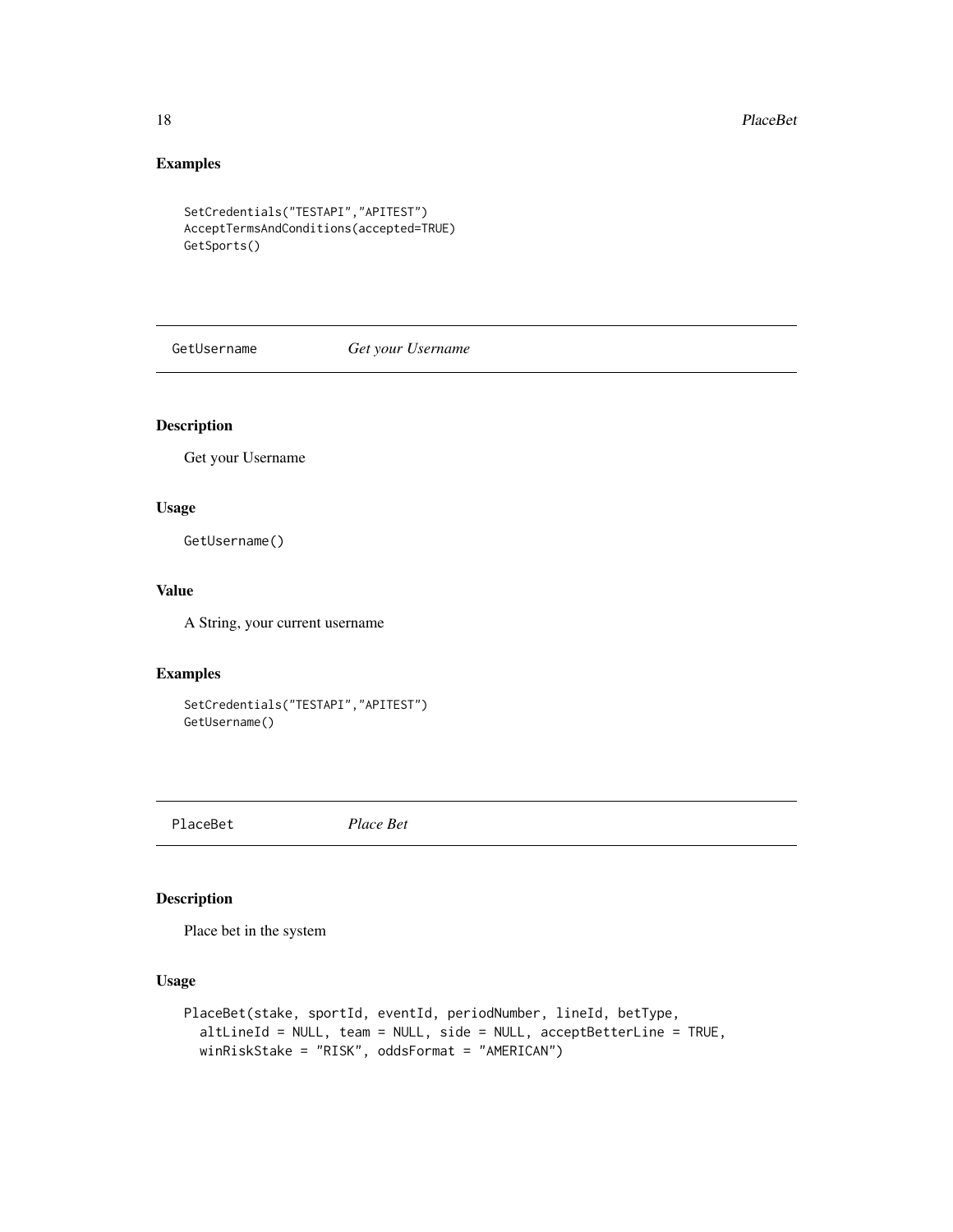### Examples

```
SetCredentials("TESTAPI","APITEST")
AcceptTermsAndConditions(accepted=TRUE)
GetSports()
```

## GetUsername *Get your Username*

### Description

Get your Username

### Usage

```
GetUsername()
```

### Value

A String, your current username

### Examples

```
SetCredentials("TESTAPI","APITEST")
GetUsername()
```

## PlaceBet *Place Bet*

### Description

Place bet in the system

### Usage

```
PlaceBet(stake, sportId, eventId, periodNumber, lineId, betType,
  altLineId = NULL, team = NULL, side = NULL, acceptBetterLine = TRUE,
  winRiskStake = "RISK", oddsFormat = "AMERICAN")
```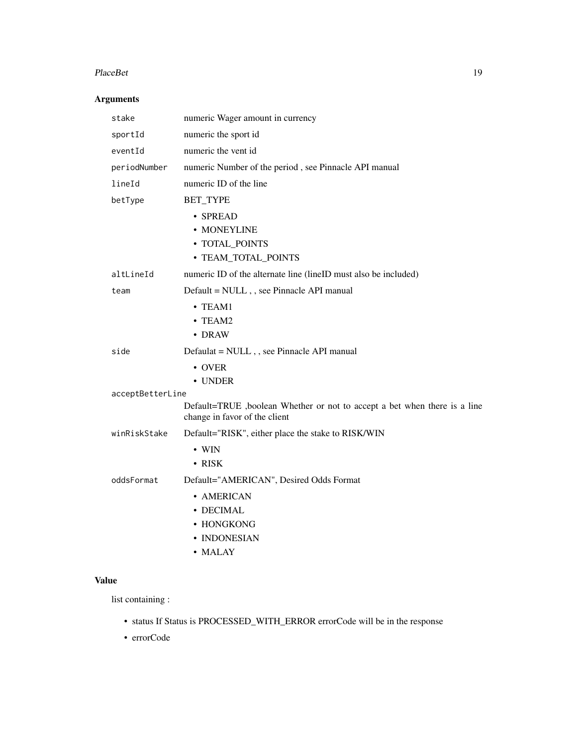## Arguments

| | |
|---|---|
| `stake` | numeric Wager amount in currency |
| `sportId` | numeric the sport id |
| `eventId` | numeric the vent id |
| `periodNumber` | numeric Number of the period , see Pinnacle API manual |
| `lineId` | numeric ID of the line |
| `betType` | BET_TYPE<br>• SPREAD<br>• MONEYLINE<br>• TOTAL_POINTS<br>• TEAM_TOTAL_POINTS |
| `altLineId` | numeric ID of the alternate line (lineID must also be included) |
| `team` | Default = NULL , , see Pinnacle API manual<br>• TEAM1<br>• TEAM2<br>• DRAW |
| `side` | Defaulat = NULL , , see Pinnacle API manual<br>• OVER<br>• UNDER |
| `acceptBetterLine` | Default=TRUE ,boolean Whether or not to accept a bet when there is a line change in favor of the client |
| `winRiskStake` | Default="RISK", either place the stake to RISK/WIN<br>• WIN<br>• RISK |
| `oddsFormat` | Default="AMERICAN", Desired Odds Format<br>• AMERICAN<br>• DECIMAL<br>• HONGKONG<br>• INDONESIAN<br>• MALAY |

## Value

list containing :

- status If Status is PROCESSED_WITH_ERROR errorCode will be in the response
- errorCode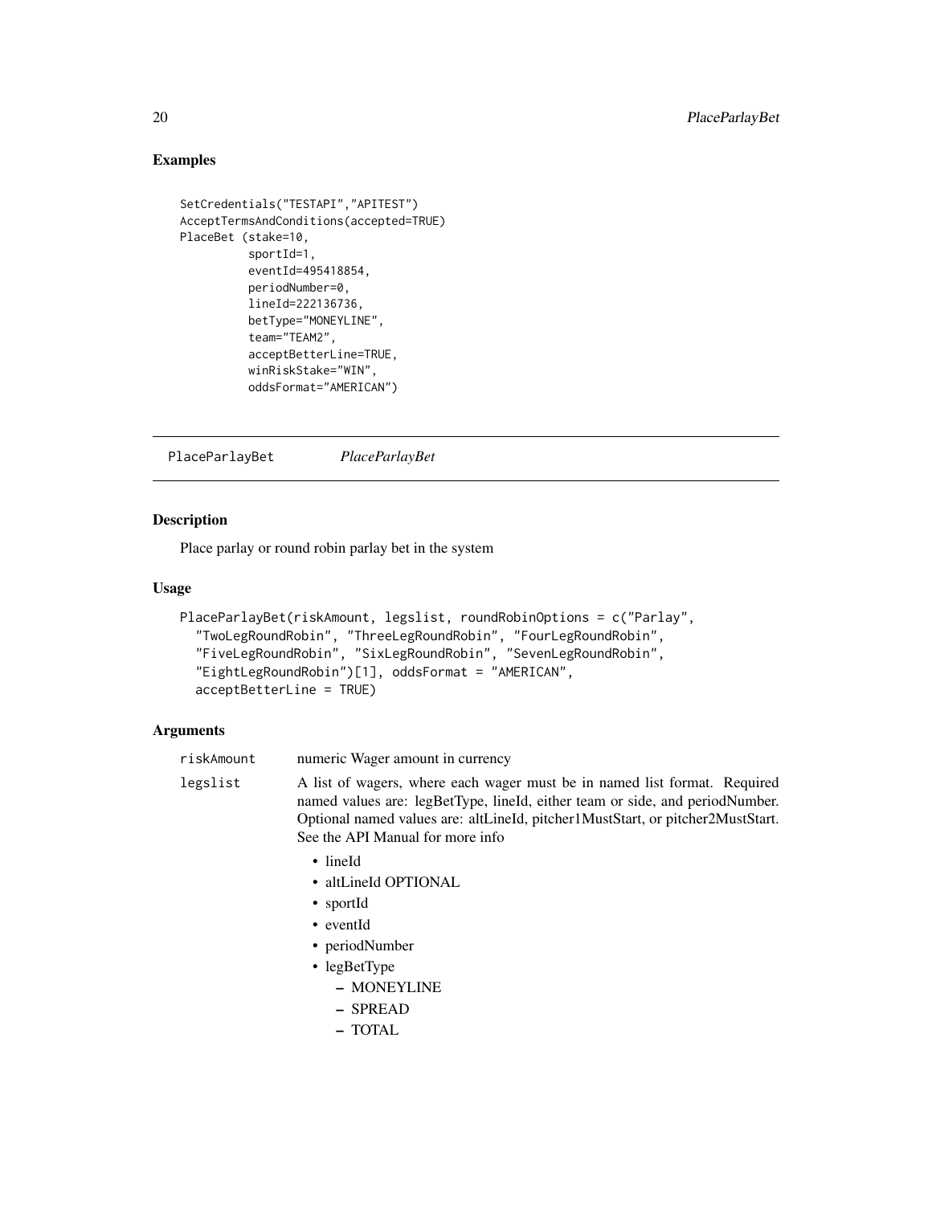## Examples

```
SetCredentials("TESTAPI","APITEST")
AcceptTermsAndConditions(accepted=TRUE)
PlaceBet (stake=10,
          sportId=1,
          eventId=495418854,
          periodNumber=0,
          lineId=222136736,
          betType="MONEYLINE",
          team="TEAM2",
          acceptBetterLine=TRUE,
          winRiskStake="WIN",
          oddsFormat="AMERICAN")
```

---

# PlaceParlayBet *PlaceParlayBet*

---

## Description

Place parlay or round robin parlay bet in the system

## Usage

```
PlaceParlayBet(riskAmount, legslist, roundRobinOptions = c("Parlay",
  "TwoLegRoundRobin", "ThreeLegRoundRobin", "FourLegRoundRobin",
  "FiveLegRoundRobin", "SixLegRoundRobin", "SevenLegRoundRobin",
  "EightLegRoundRobin")[1], oddsFormat = "AMERICAN",
  acceptBetterLine = TRUE)
```

## Arguments

`riskAmount` numeric Wager amount in currency

`legslist` A list of wagers, where each wager must be in named list format. Required named values are: legBetType, lineId, either team or side, and periodNumber. Optional named values are: altLineId, pitcher1MustStart, or pitcher2MustStart. See the API Manual for more info

- lineId
- altLineId OPTIONAL
- sportId
- eventId
- periodNumber
- legBetType
  - MONEYLINE
  - SPREAD
  - TOTAL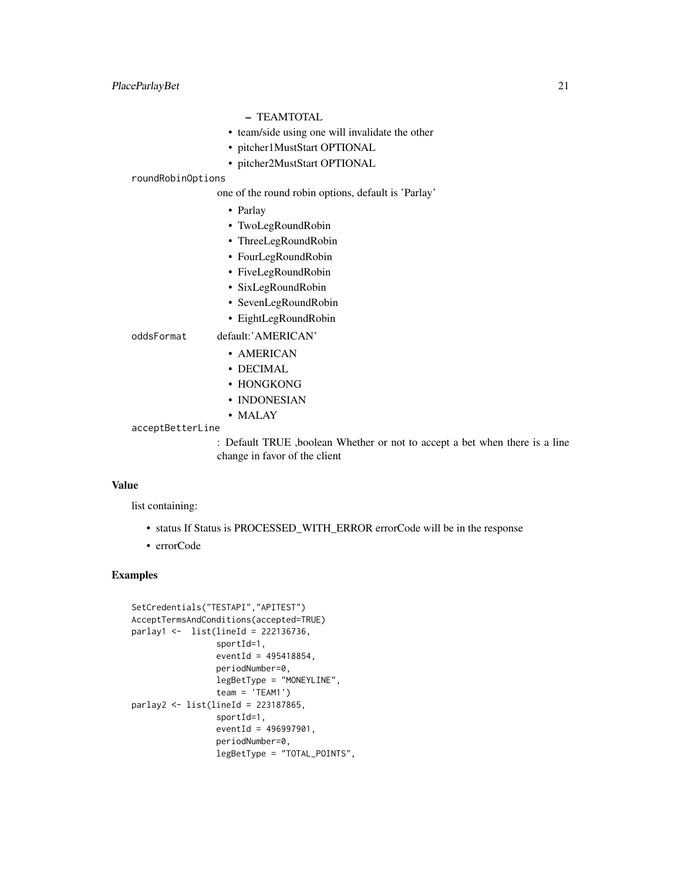- TEAMTOTAL

- team/side using one will invalidate the other
- pitcher1MustStart OPTIONAL
- pitcher2MustStart OPTIONAL

roundRobinOptions
: one of the round robin options, default is 'Parlay'

- Parlay
- TwoLegRoundRobin
- ThreeLegRoundRobin
- FourLegRoundRobin
- FiveLegRoundRobin
- SixLegRoundRobin
- SevenLegRoundRobin
- EightLegRoundRobin

oddsFormat
: default:'AMERICAN'

- AMERICAN
- DECIMAL
- HONGKONG
- INDONESIAN
- MALAY

acceptBetterLine
: : Default TRUE ,boolean Whether or not to accept a bet when there is a line change in favor of the client

## Value

list containing:

- status If Status is PROCESSED_WITH_ERROR errorCode will be in the response
- errorCode

## Examples

```
SetCredentials("TESTAPI","APITEST")
AcceptTermsAndConditions(accepted=TRUE)
parlay1 <-  list(lineId = 222136736,
                 sportId=1,
                 eventId = 495418854,
                 periodNumber=0,
                 legBetType = "MONEYLINE",
                 team = 'TEAM1')
parlay2 <- list(lineId = 223187865,
                 sportId=1,
                 eventId = 496997901,
                 periodNumber=0,
                 legBetType = "TOTAL_POINTS",
```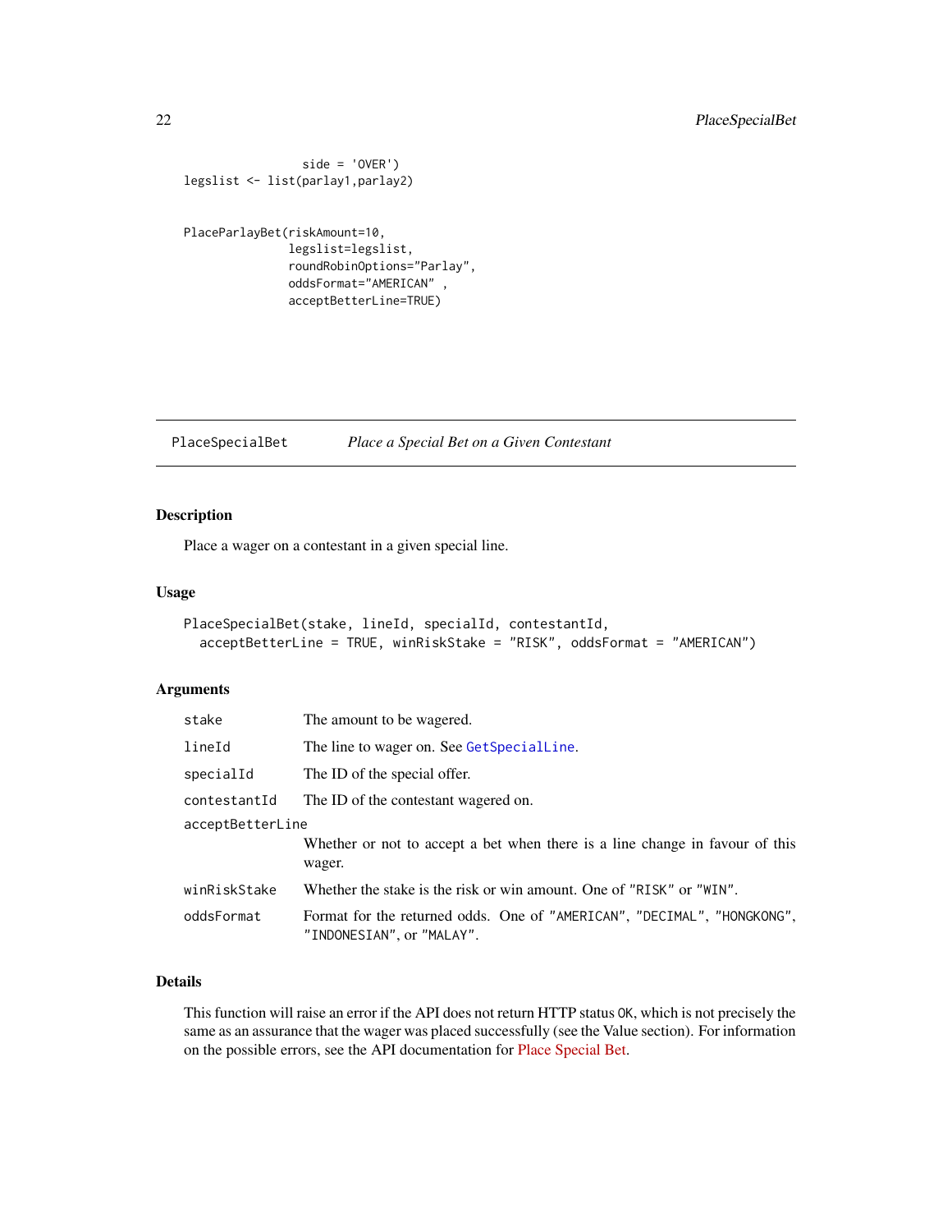```
                 side = 'OVER')
legslist <- list(parlay1,parlay2)


PlaceParlayBet(riskAmount=10,
               legslist=legslist,
               roundRobinOptions="Parlay",
               oddsFormat="AMERICAN" ,
               acceptBetterLine=TRUE)
```

---

`PlaceSpecialBet` *Place a Special Bet on a Given Contestant*

---

## Description

Place a wager on a contestant in a given special line.

## Usage

```
PlaceSpecialBet(stake, lineId, specialId, contestantId,
  acceptBetterLine = TRUE, winRiskStake = "RISK", oddsFormat = "AMERICAN")
```

## Arguments

| | |
|---|---|
| `stake` | The amount to be wagered. |
| `lineId` | The line to wager on. See `GetSpecialLine`. |
| `specialId` | The ID of the special offer. |
| `contestantId` | The ID of the contestant wagered on. |
| `acceptBetterLine` | Whether or not to accept a bet when there is a line change in favour of this wager. |
| `winRiskStake` | Whether the stake is the risk or win amount. One of "RISK" or "WIN". |
| `oddsFormat` | Format for the returned odds. One of "AMERICAN", "DECIMAL", "HONGKONG", "INDONESIAN", or "MALAY". |

## Details

This function will raise an error if the API does not return HTTP status OK, which is not precisely the same as an assurance that the wager was placed successfully (see the Value section). For information on the possible errors, see the API documentation for Place Special Bet.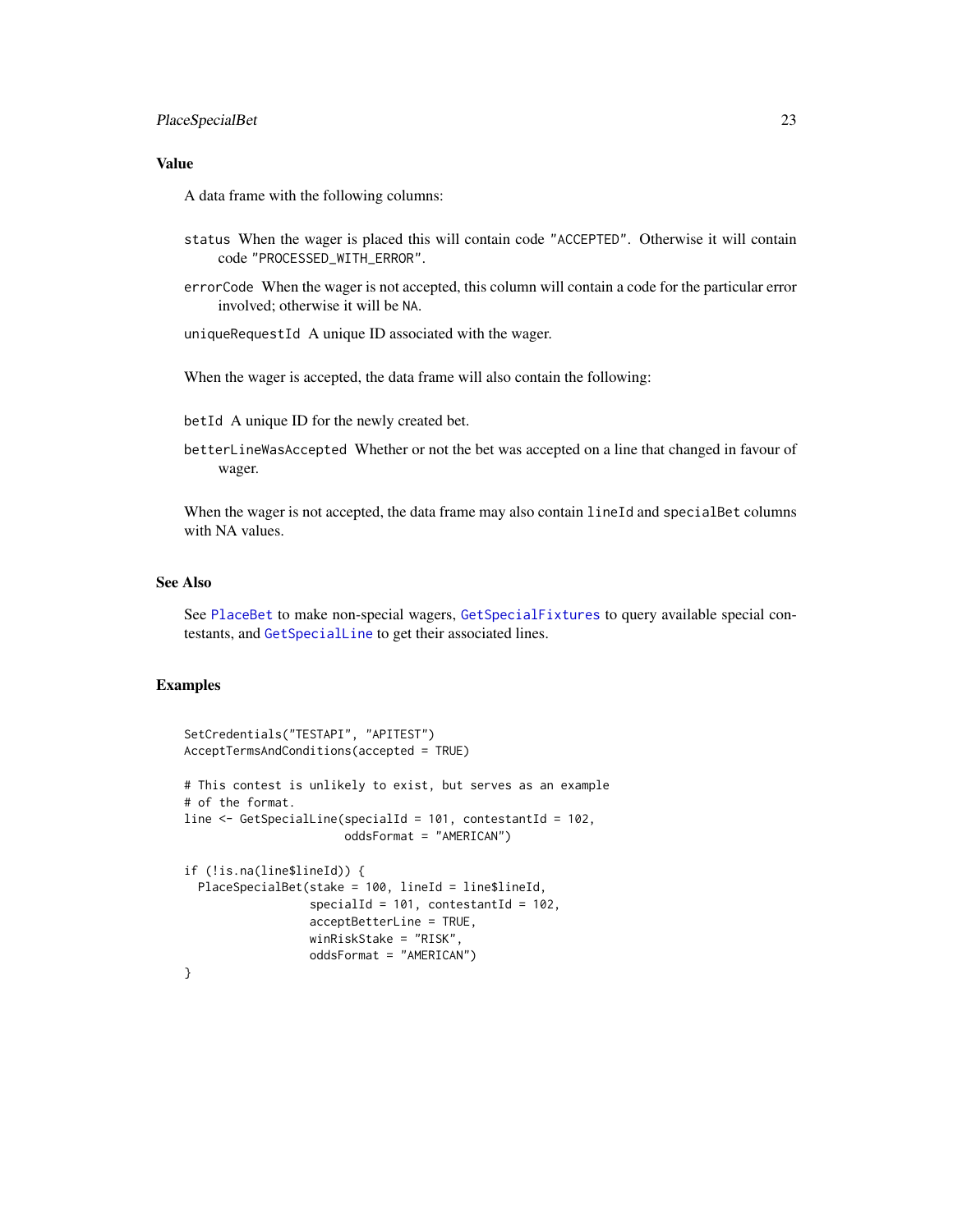## Value

A data frame with the following columns:

`status` When the wager is placed this will contain code "ACCEPTED". Otherwise it will contain code "PROCESSED_WITH_ERROR".

`errorCode` When the wager is not accepted, this column will contain a code for the particular error involved; otherwise it will be NA.

`uniqueRequestId` A unique ID associated with the wager.

When the wager is accepted, the data frame will also contain the following:

`betId` A unique ID for the newly created bet.

`betterLineWasAccepted` Whether or not the bet was accepted on a line that changed in favour of wager.

When the wager is not accepted, the data frame may also contain `lineId` and `specialBet` columns with NA values.

## See Also

See `PlaceBet` to make non-special wagers, `GetSpecialFixtures` to query available special contestants, and `GetSpecialLine` to get their associated lines.

## Examples

```
SetCredentials("TESTAPI", "APITEST")
AcceptTermsAndConditions(accepted = TRUE)

# This contest is unlikely to exist, but serves as an example
# of the format.
line <- GetSpecialLine(specialId = 101, contestantId = 102,
                       oddsFormat = "AMERICAN")

if (!is.na(line$lineId)) {
  PlaceSpecialBet(stake = 100, lineId = line$lineId,
                  specialId = 101, contestantId = 102,
                  acceptBetterLine = TRUE,
                  winRiskStake = "RISK",
                  oddsFormat = "AMERICAN")
}
```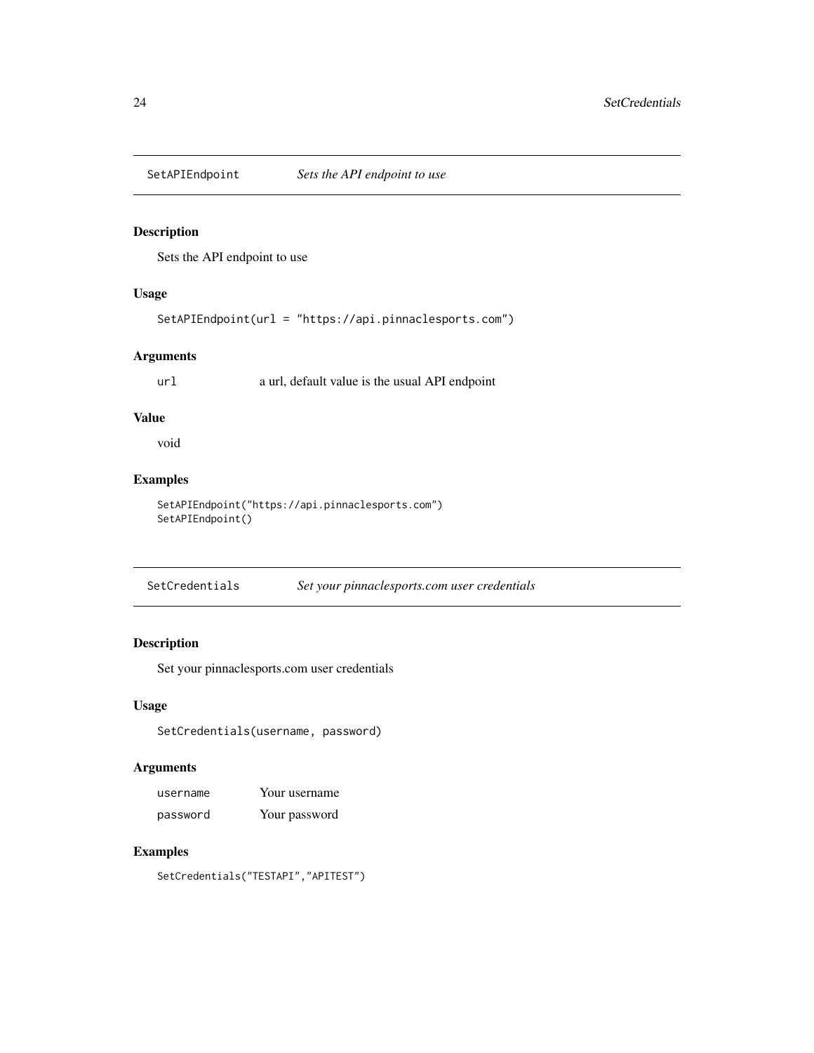## SetAPIEndpoint *Sets the API endpoint to use*

### Description

Sets the API endpoint to use

### Usage

```
SetAPIEndpoint(url = "https://api.pinnaclesports.com")
```

### Arguments

| | |
|---|---|
| url | a url, default value is the usual API endpoint |

### Value

void

### Examples

```
SetAPIEndpoint("https://api.pinnaclesports.com")
SetAPIEndpoint()
```

## SetCredentials *Set your pinnaclesports.com user credentials*

### Description

Set your pinnaclesports.com user credentials

### Usage

```
SetCredentials(username, password)
```

### Arguments

| | |
|---|---|
| username | Your username |
| password | Your password |

### Examples

```
SetCredentials("TESTAPI","APITEST")
```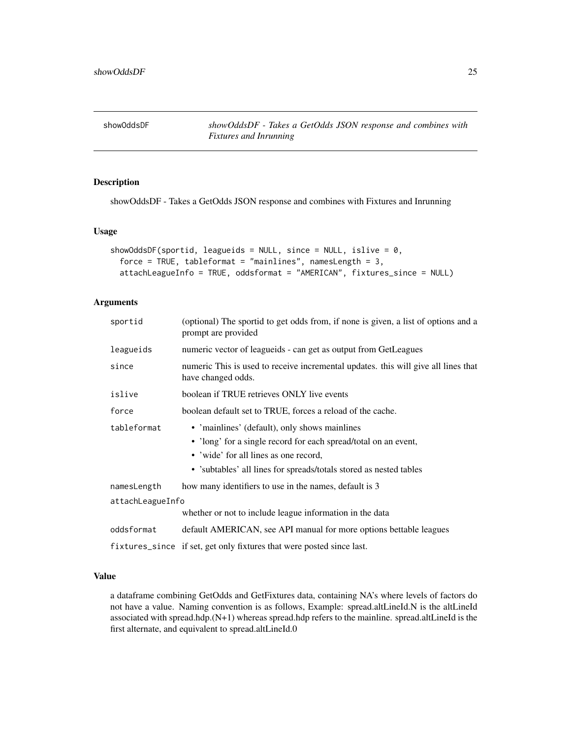## showOddsDF

*showOddsDF - Takes a GetOdds JSON response and combines with Fixtures and Inrunning*

### Description

showOddsDF - Takes a GetOdds JSON response and combines with Fixtures and Inrunning

### Usage

```
showOddsDF(sportid, leagueids = NULL, since = NULL, islive = 0,
  force = TRUE, tableformat = "mainlines", namesLength = 3,
  attachLeagueInfo = TRUE, oddsformat = "AMERICAN", fixtures_since = NULL)
```

### Arguments

| | |
|---|---|
| `sportid` | (optional) The sportid to get odds from, if none is given, a list of options and a prompt are provided |
| `leagueids` | numeric vector of leagueids - can get as output from GetLeagues |
| `since` | numeric This is used to receive incremental updates. this will give all lines that have changed odds. |
| `islive` | boolean if TRUE retrieves ONLY live events |
| `force` | boolean default set to TRUE, forces a reload of the cache. |
| `tableformat` | • 'mainlines' (default), only shows mainlines<br>• 'long' for a single record for each spread/total on an event,<br>• 'wide' for all lines as one record,<br>• 'subtables' all lines for spreads/totals stored as nested tables |
| `namesLength` | how many identifiers to use in the names, default is 3 |
| `attachLeagueInfo` | whether or not to include league information in the data |
| `oddsformat` | default AMERICAN, see API manual for more options bettable leagues |
| `fixtures_since` | if set, get only fixtures that were posted since last. |

### Value

a dataframe combining GetOdds and GetFixtures data, containing NA's where levels of factors do not have a value. Naming convention is as follows, Example: spread.altLineId.N is the altLineId associated with spread.hdp.(N+1) whereas spread.hdp refers to the mainline. spread.altLineId is the first alternate, and equivalent to spread.altLineId.0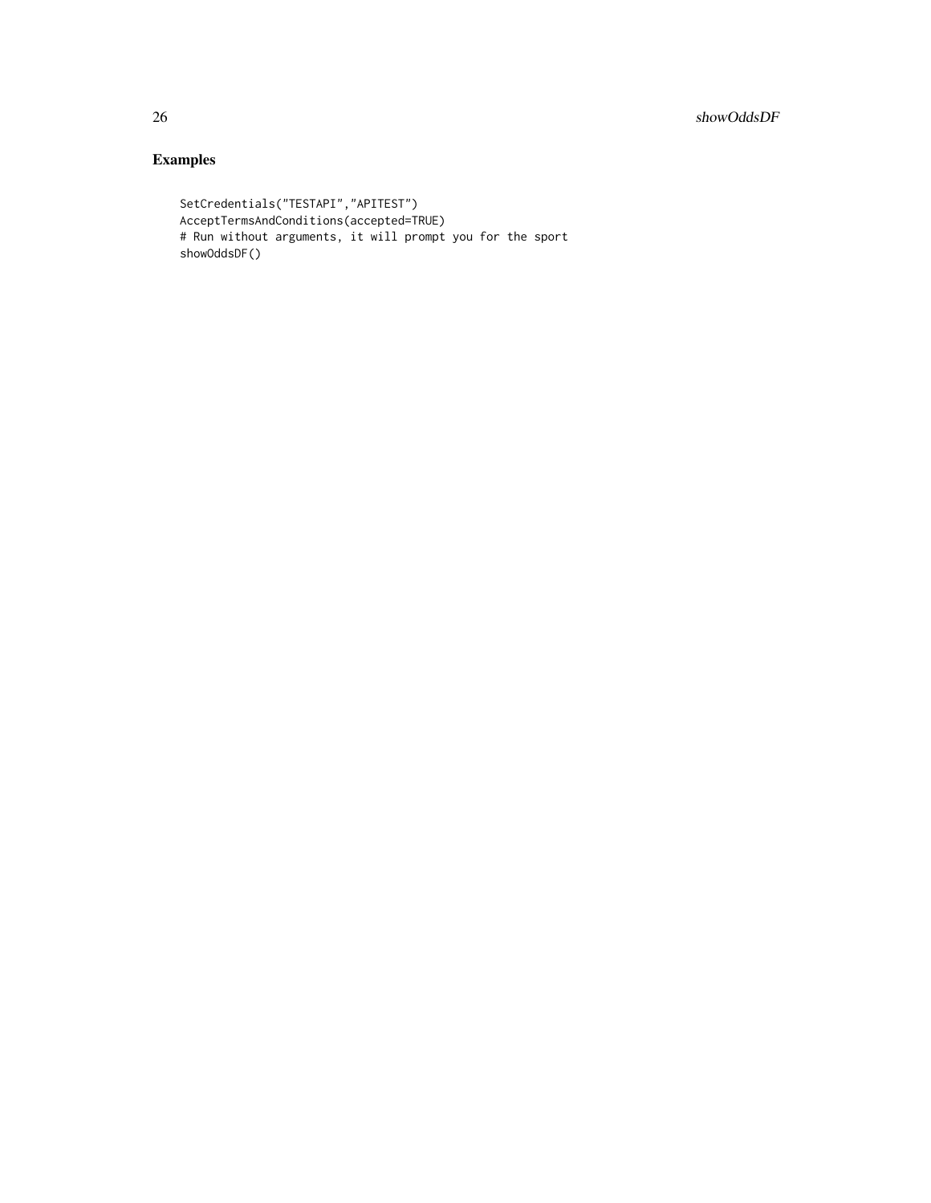## Examples

```
SetCredentials("TESTAPI","APITEST")
AcceptTermsAndConditions(accepted=TRUE)
# Run without arguments, it will prompt you for the sport
showOddsDF()
```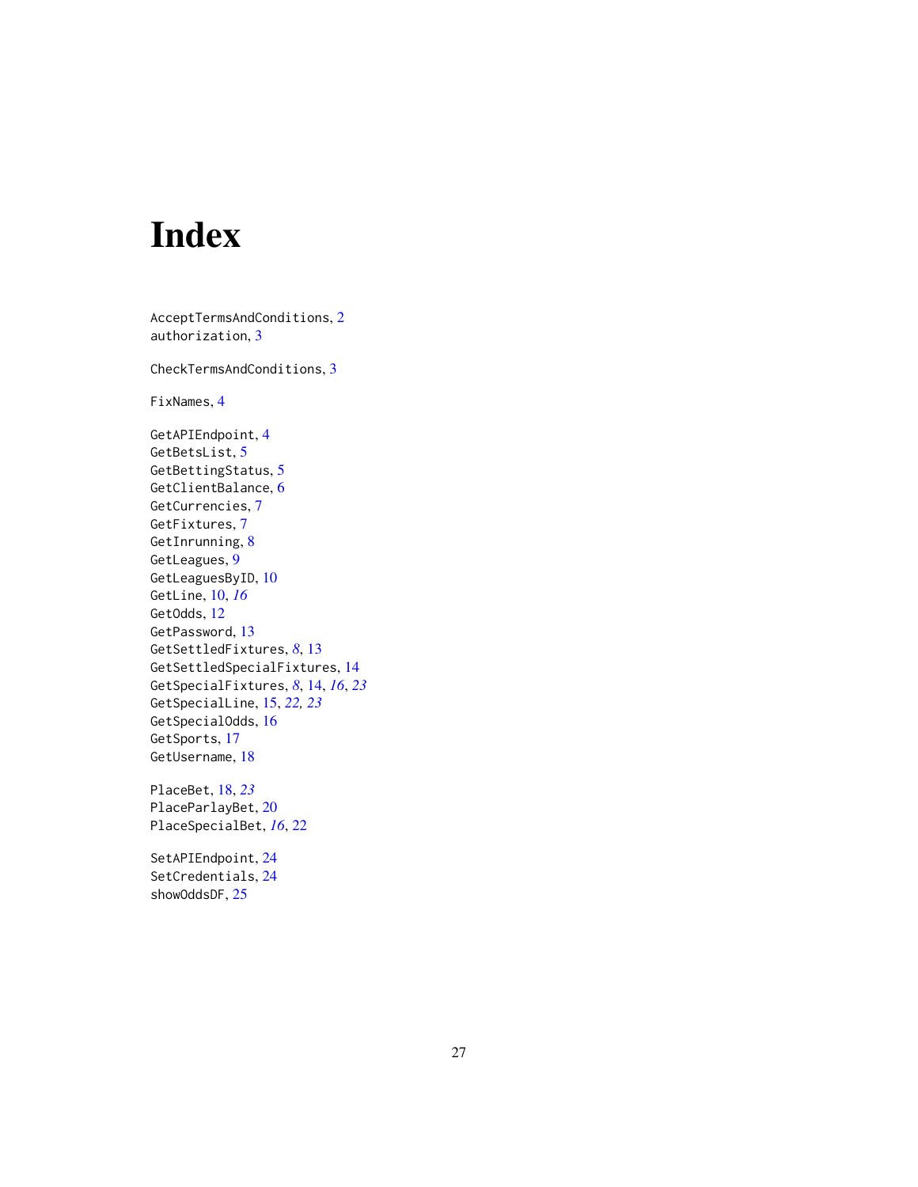# Index

AcceptTermsAndConditions, 2
authorization, 3

CheckTermsAndConditions, 3

FixNames, 4

GetAPIEndpoint, 4
GetBetsList, 5
GetBettingStatus, 5
GetClientBalance, 6
GetCurrencies, 7
GetFixtures, 7
GetInrunning, 8
GetLeagues, 9
GetLeaguesByID, 10
GetLine, 10, *16*
GetOdds, 12
GetPassword, 13
GetSettledFixtures, *8*, 13
GetSettledSpecialFixtures, 14
GetSpecialFixtures, *8*, 14, *16*, *23*
GetSpecialLine, 15, *22*, *23*
GetSpecialOdds, 16
GetSports, 17
GetUsername, 18

PlaceBet, 18, *23*
PlaceParlayBet, 20
PlaceSpecialBet, *16*, 22

SetAPIEndpoint, 24
SetCredentials, 24
showOddsDF, 25